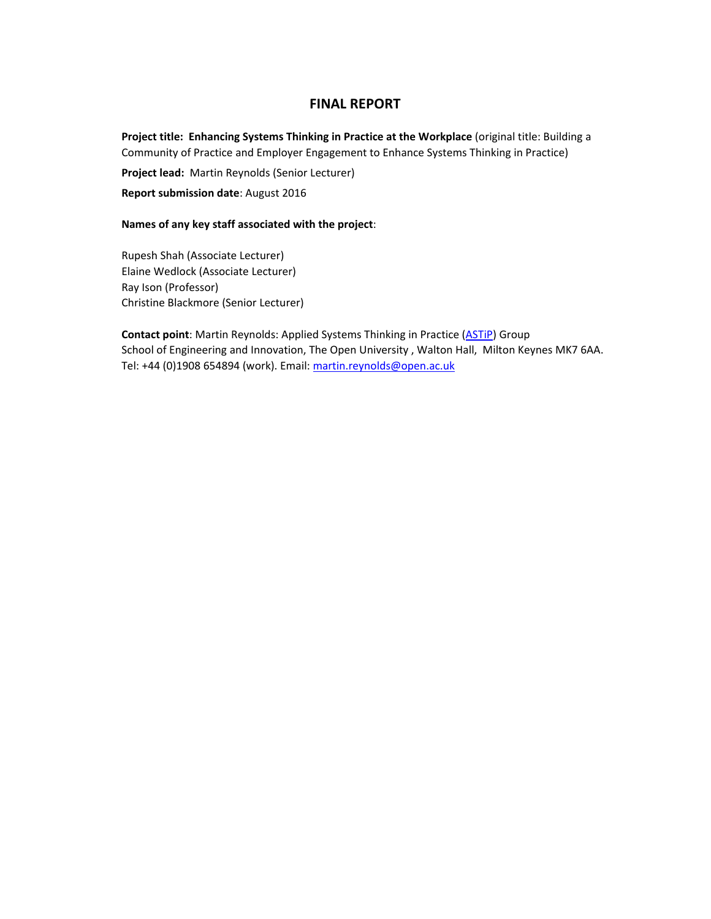# FINAL REPORT

**Project title: Enhancing Systems Thinking in Practice at the Workplace** (original title: Building a Community of Practice and Employer Engagement to Enhance Systems Thinking in Practice)

**Project lead:** Martin Reynolds (Senior Lecturer)

**Report submission date**: August 2016

**Names of any key staff associated with the project**:

Rupesh Shah (Associate Lecturer)
Elaine Wedlock (Associate Lecturer)
Ray Ison (Professor)
Christine Blackmore (Senior Lecturer)

**Contact point**: Martin Reynolds: Applied Systems Thinking in Practice (ASTiP) Group
School of Engineering and Innovation, The Open University , Walton Hall, Milton Keynes MK7 6AA.
Tel: +44 (0)1908 654894 (work). Email: martin.reynolds@open.ac.uk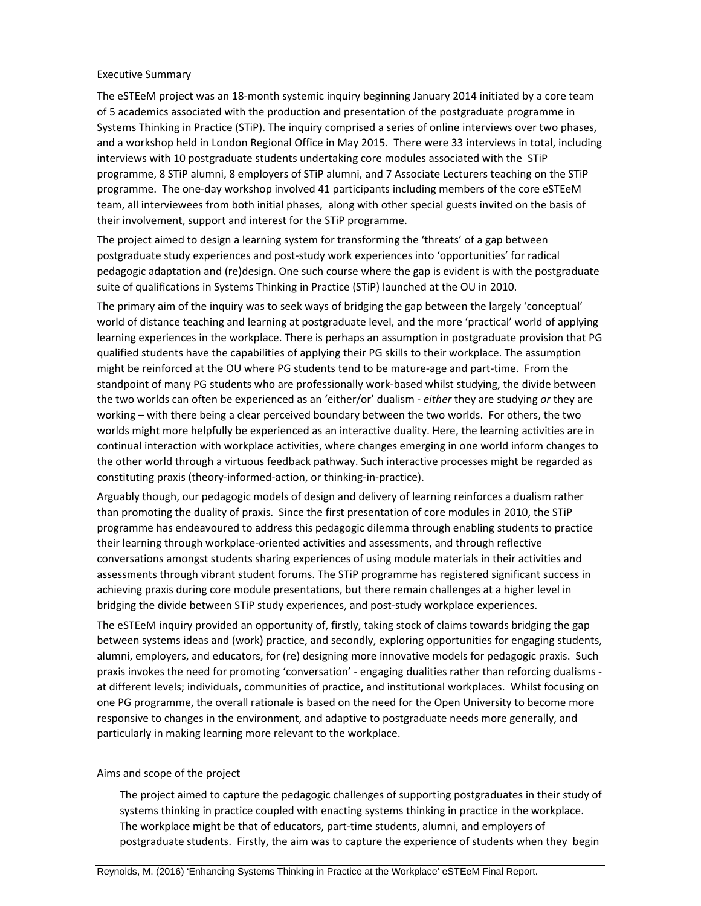## Executive Summary

The eSTEeM project was an 18-month systemic inquiry beginning January 2014 initiated by a core team of 5 academics associated with the production and presentation of the postgraduate programme in Systems Thinking in Practice (STiP). The inquiry comprised a series of online interviews over two phases, and a workshop held in London Regional Office in May 2015. There were 33 interviews in total, including interviews with 10 postgraduate students undertaking core modules associated with the STiP programme, 8 STiP alumni, 8 employers of STiP alumni, and 7 Associate Lecturers teaching on the STiP programme. The one-day workshop involved 41 participants including members of the core eSTEeM team, all interviewees from both initial phases, along with other special guests invited on the basis of their involvement, support and interest for the STiP programme.

The project aimed to design a learning system for transforming the 'threats' of a gap between postgraduate study experiences and post-study work experiences into 'opportunities' for radical pedagogic adaptation and (re)design. One such course where the gap is evident is with the postgraduate suite of qualifications in Systems Thinking in Practice (STiP) launched at the OU in 2010.

The primary aim of the inquiry was to seek ways of bridging the gap between the largely 'conceptual' world of distance teaching and learning at postgraduate level, and the more 'practical' world of applying learning experiences in the workplace. There is perhaps an assumption in postgraduate provision that PG qualified students have the capabilities of applying their PG skills to their workplace. The assumption might be reinforced at the OU where PG students tend to be mature-age and part-time. From the standpoint of many PG students who are professionally work-based whilst studying, the divide between the two worlds can often be experienced as an 'either/or' dualism - *either* they are studying *or* they are working – with there being a clear perceived boundary between the two worlds. For others, the two worlds might more helpfully be experienced as an interactive duality. Here, the learning activities are in continual interaction with workplace activities, where changes emerging in one world inform changes to the other world through a virtuous feedback pathway. Such interactive processes might be regarded as constituting praxis (theory-informed-action, or thinking-in-practice).

Arguably though, our pedagogic models of design and delivery of learning reinforces a dualism rather than promoting the duality of praxis. Since the first presentation of core modules in 2010, the STiP programme has endeavoured to address this pedagogic dilemma through enabling students to practice their learning through workplace-oriented activities and assessments, and through reflective conversations amongst students sharing experiences of using module materials in their activities and assessments through vibrant student forums. The STiP programme has registered significant success in achieving praxis during core module presentations, but there remain challenges at a higher level in bridging the divide between STiP study experiences, and post-study workplace experiences.

The eSTEeM inquiry provided an opportunity of, firstly, taking stock of claims towards bridging the gap between systems ideas and (work) practice, and secondly, exploring opportunities for engaging students, alumni, employers, and educators, for (re) designing more innovative models for pedagogic praxis. Such praxis invokes the need for promoting 'conversation' - engaging dualities rather than reforcing dualisms - at different levels; individuals, communities of practice, and institutional workplaces. Whilst focusing on one PG programme, the overall rationale is based on the need for the Open University to become more responsive to changes in the environment, and adaptive to postgraduate needs more generally, and particularly in making learning more relevant to the workplace.

## Aims and scope of the project

The project aimed to capture the pedagogic challenges of supporting postgraduates in their study of systems thinking in practice coupled with enacting systems thinking in practice in the workplace. The workplace might be that of educators, part-time students, alumni, and employers of postgraduate students. Firstly, the aim was to capture the experience of students when they begin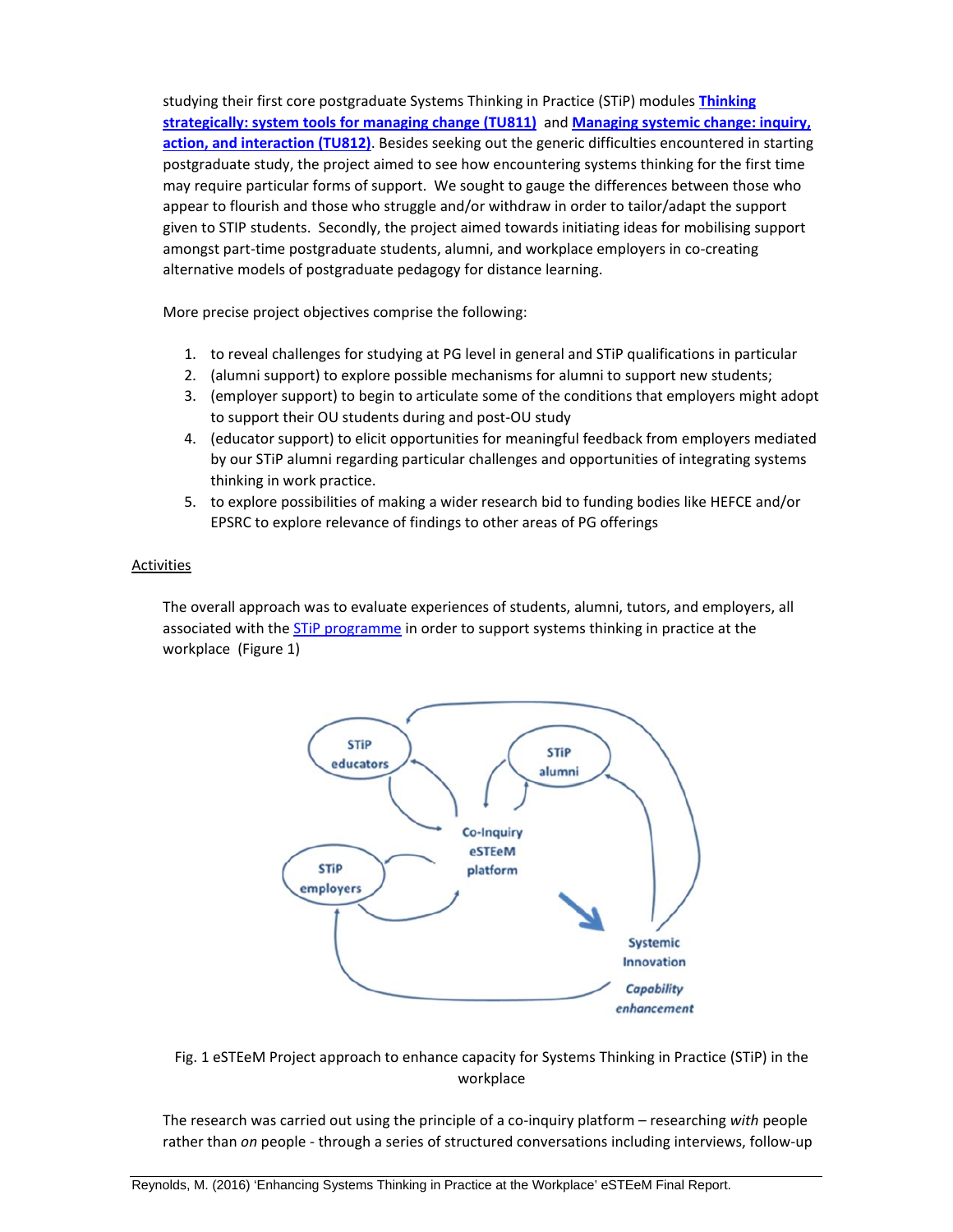studying their first core postgraduate Systems Thinking in Practice (STiP) modules **Thinking strategically: system tools for managing change (TU811)** and **Managing systemic change: inquiry, action, and interaction (TU812)**. Besides seeking out the generic difficulties encountered in starting postgraduate study, the project aimed to see how encountering systems thinking for the first time may require particular forms of support. We sought to gauge the differences between those who appear to flourish and those who struggle and/or withdraw in order to tailor/adapt the support given to STIP students. Secondly, the project aimed towards initiating ideas for mobilising support amongst part-time postgraduate students, alumni, and workplace employers in co-creating alternative models of postgraduate pedagogy for distance learning.

More precise project objectives comprise the following:

1. to reveal challenges for studying at PG level in general and STiP qualifications in particular
2. (alumni support) to explore possible mechanisms for alumni to support new students;
3. (employer support) to begin to articulate some of the conditions that employers might adopt to support their OU students during and post-OU study
4. (educator support) to elicit opportunities for meaningful feedback from employers mediated by our STiP alumni regarding particular challenges and opportunities of integrating systems thinking in work practice.
5. to explore possibilities of making a wider research bid to funding bodies like HEFCE and/or EPSRC to explore relevance of findings to other areas of PG offerings

## Activities

The overall approach was to evaluate experiences of students, alumni, tutors, and employers, all associated with the STiP programme in order to support systems thinking in practice at the workplace (Figure 1)

Fig. 1 eSTEeM Project approach to enhance capacity for Systems Thinking in Practice (STiP) in the workplace

The research was carried out using the principle of a co-inquiry platform – researching *with* people rather than *on* people - through a series of structured conversations including interviews, follow-up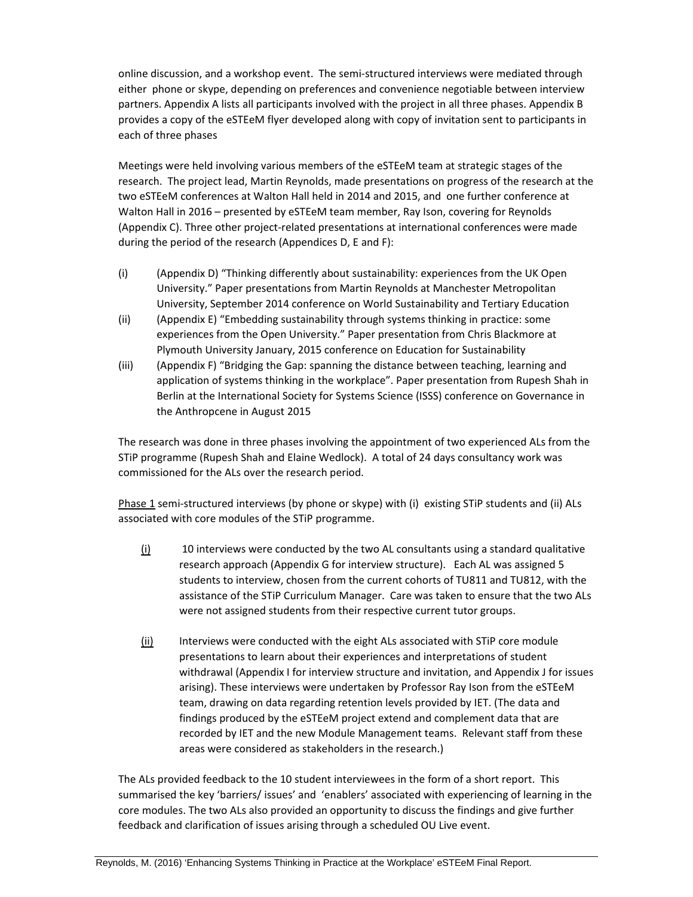online discussion, and a workshop event. The semi-structured interviews were mediated through either phone or skype, depending on preferences and convenience negotiable between interview partners. Appendix A lists all participants involved with the project in all three phases. Appendix B provides a copy of the eSTEeM flyer developed along with copy of invitation sent to participants in each of three phases

Meetings were held involving various members of the eSTEeM team at strategic stages of the research. The project lead, Martin Reynolds, made presentations on progress of the research at the two eSTEeM conferences at Walton Hall held in 2014 and 2015, and one further conference at Walton Hall in 2016 – presented by eSTEeM team member, Ray Ison, covering for Reynolds (Appendix C). Three other project-related presentations at international conferences were made during the period of the research (Appendices D, E and F):

(i) (Appendix D) "Thinking differently about sustainability: experiences from the UK Open University." Paper presentations from Martin Reynolds at Manchester Metropolitan University, September 2014 conference on World Sustainability and Tertiary Education

(ii) (Appendix E) "Embedding sustainability through systems thinking in practice: some experiences from the Open University." Paper presentation from Chris Blackmore at Plymouth University January, 2015 conference on Education for Sustainability

(iii) (Appendix F) "Bridging the Gap: spanning the distance between teaching, learning and application of systems thinking in the workplace". Paper presentation from Rupesh Shah in Berlin at the International Society for Systems Science (ISSS) conference on Governance in the Anthropcene in August 2015

The research was done in three phases involving the appointment of two experienced ALs from the STiP programme (Rupesh Shah and Elaine Wedlock). A total of 24 days consultancy work was commissioned for the ALs over the research period.

<u>Phase 1</u> semi-structured interviews (by phone or skype) with (i) existing STiP students and (ii) ALs associated with core modules of the STiP programme.

<u>(i)</u> 10 interviews were conducted by the two AL consultants using a standard qualitative research approach (Appendix G for interview structure). Each AL was assigned 5 students to interview, chosen from the current cohorts of TU811 and TU812, with the assistance of the STiP Curriculum Manager. Care was taken to ensure that the two ALs were not assigned students from their respective current tutor groups.

<u>(ii)</u> Interviews were conducted with the eight ALs associated with STiP core module presentations to learn about their experiences and interpretations of student withdrawal (Appendix I for interview structure and invitation, and Appendix J for issues arising). These interviews were undertaken by Professor Ray Ison from the eSTEeM team, drawing on data regarding retention levels provided by IET. (The data and findings produced by the eSTEeM project extend and complement data that are recorded by IET and the new Module Management teams. Relevant staff from these areas were considered as stakeholders in the research.)

The ALs provided feedback to the 10 student interviewees in the form of a short report. This summarised the key 'barriers/ issues' and 'enablers' associated with experiencing of learning in the core modules. The two ALs also provided an opportunity to discuss the findings and give further feedback and clarification of issues arising through a scheduled OU Live event.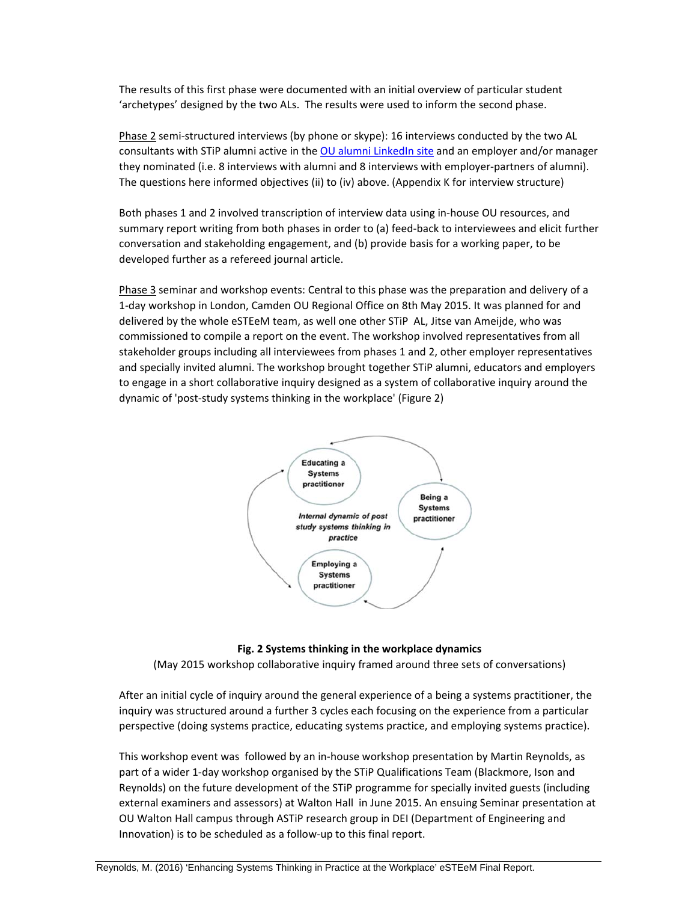The results of this first phase were documented with an initial overview of particular student 'archetypes' designed by the two ALs. The results were used to inform the second phase.

Phase 2 semi-structured interviews (by phone or skype): 16 interviews conducted by the two AL consultants with STiP alumni active in the [OU alumni LinkedIn site](#) and an employer and/or manager they nominated (i.e. 8 interviews with alumni and 8 interviews with employer-partners of alumni). The questions here informed objectives (ii) to (iv) above. (Appendix K for interview structure)

Both phases 1 and 2 involved transcription of interview data using in-house OU resources, and summary report writing from both phases in order to (a) feed-back to interviewees and elicit further conversation and stakeholding engagement, and (b) provide basis for a working paper, to be developed further as a refereed journal article.

Phase 3 seminar and workshop events: Central to this phase was the preparation and delivery of a 1-day workshop in London, Camden OU Regional Office on 8th May 2015. It was planned for and delivered by the whole eSTEeM team, as well one other STiP AL, Jitse van Ameijde, who was commissioned to compile a report on the event. The workshop involved representatives from all stakeholder groups including all interviewees from phases 1 and 2, other employer representatives and specially invited alumni. The workshop brought together STiP alumni, educators and employers to engage in a short collaborative inquiry designed as a system of collaborative inquiry around the dynamic of 'post-study systems thinking in the workplace' (Figure 2)

Educating a Systems practitioner

Being a Systems practitioner

Employing a Systems practitioner

*Internal dynamic of post study systems thinking in practice*

**Fig. 2 Systems thinking in the workplace dynamics**

(May 2015 workshop collaborative inquiry framed around three sets of conversations)

After an initial cycle of inquiry around the general experience of a being a systems practitioner, the inquiry was structured around a further 3 cycles each focusing on the experience from a particular perspective (doing systems practice, educating systems practice, and employing systems practice).

This workshop event was followed by an in-house workshop presentation by Martin Reynolds, as part of a wider 1-day workshop organised by the STiP Qualifications Team (Blackmore, Ison and Reynolds) on the future development of the STiP programme for specially invited guests (including external examiners and assessors) at Walton Hall in June 2015. An ensuing Seminar presentation at OU Walton Hall campus through ASTiP research group in DEI (Department of Engineering and Innovation) is to be scheduled as a follow-up to this final report.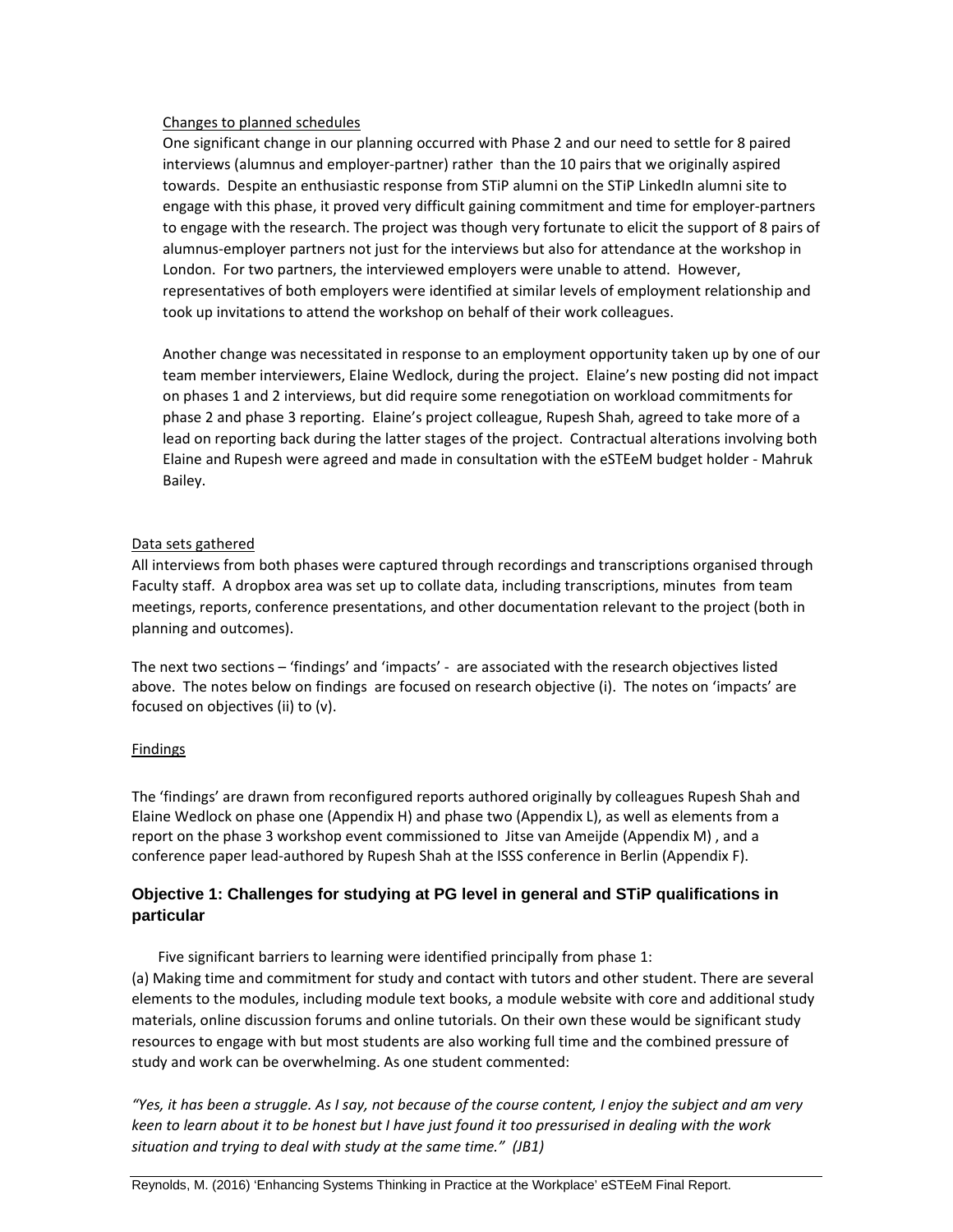Changes to planned schedules

One significant change in our planning occurred with Phase 2 and our need to settle for 8 paired interviews (alumnus and employer-partner) rather than the 10 pairs that we originally aspired towards. Despite an enthusiastic response from STiP alumni on the STiP LinkedIn alumni site to engage with this phase, it proved very difficult gaining commitment and time for employer-partners to engage with the research. The project was though very fortunate to elicit the support of 8 pairs of alumnus-employer partners not just for the interviews but also for attendance at the workshop in London. For two partners, the interviewed employers were unable to attend. However, representatives of both employers were identified at similar levels of employment relationship and took up invitations to attend the workshop on behalf of their work colleagues.

Another change was necessitated in response to an employment opportunity taken up by one of our team member interviewers, Elaine Wedlock, during the project. Elaine's new posting did not impact on phases 1 and 2 interviews, but did require some renegotiation on workload commitments for phase 2 and phase 3 reporting. Elaine's project colleague, Rupesh Shah, agreed to take more of a lead on reporting back during the latter stages of the project. Contractual alterations involving both Elaine and Rupesh were agreed and made in consultation with the eSTEeM budget holder - Mahruk Bailey.

Data sets gathered

All interviews from both phases were captured through recordings and transcriptions organised through Faculty staff. A dropbox area was set up to collate data, including transcriptions, minutes from team meetings, reports, conference presentations, and other documentation relevant to the project (both in planning and outcomes).

The next two sections – 'findings' and 'impacts' - are associated with the research objectives listed above. The notes below on findings are focused on research objective (i). The notes on 'impacts' are focused on objectives (ii) to (v).

Findings

The 'findings' are drawn from reconfigured reports authored originally by colleagues Rupesh Shah and Elaine Wedlock on phase one (Appendix H) and phase two (Appendix L), as well as elements from a report on the phase 3 workshop event commissioned to Jitse van Ameijde (Appendix M) , and a conference paper lead-authored by Rupesh Shah at the ISSS conference in Berlin (Appendix F).

### Objective 1: Challenges for studying at PG level in general and STiP qualifications in particular

Five significant barriers to learning were identified principally from phase 1:

(a) Making time and commitment for study and contact with tutors and other student. There are several elements to the modules, including module text books, a module website with core and additional study materials, online discussion forums and online tutorials. On their own these would be significant study resources to engage with but most students are also working full time and the combined pressure of study and work can be overwhelming. As one student commented:

*"Yes, it has been a struggle. As I say, not because of the course content, I enjoy the subject and am very keen to learn about it to be honest but I have just found it too pressurised in dealing with the work situation and trying to deal with study at the same time." (JB1)*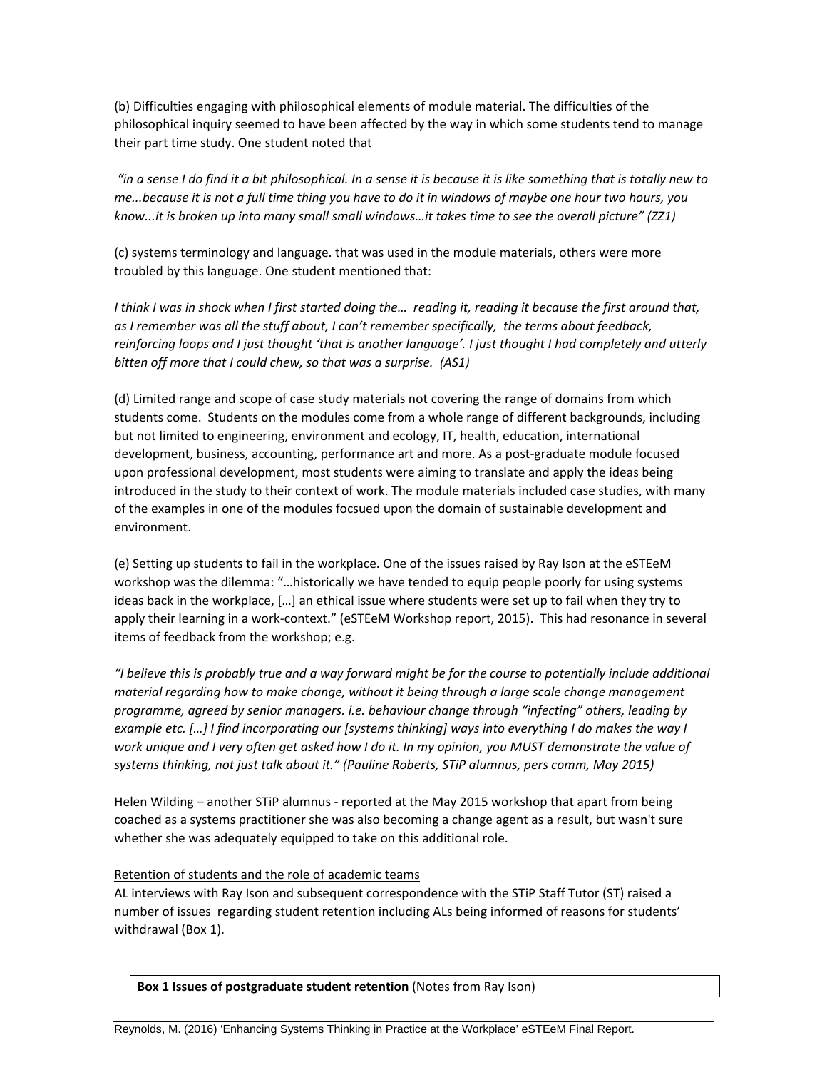(b) Difficulties engaging with philosophical elements of module material. The difficulties of the philosophical inquiry seemed to have been affected by the way in which some students tend to manage their part time study. One student noted that

*"in a sense I do find it a bit philosophical. In a sense it is because it is like something that is totally new to me...because it is not a full time thing you have to do it in windows of maybe one hour two hours, you know...it is broken up into many small small windows…it takes time to see the overall picture" (ZZ1)*

(c) systems terminology and language. that was used in the module materials, others were more troubled by this language. One student mentioned that:

*I think I was in shock when I first started doing the… reading it, reading it because the first around that, as I remember was all the stuff about, I can't remember specifically, the terms about feedback, reinforcing loops and I just thought 'that is another language'. I just thought I had completely and utterly bitten off more that I could chew, so that was a surprise. (AS1)*

(d) Limited range and scope of case study materials not covering the range of domains from which students come. Students on the modules come from a whole range of different backgrounds, including but not limited to engineering, environment and ecology, IT, health, education, international development, business, accounting, performance art and more. As a post-graduate module focused upon professional development, most students were aiming to translate and apply the ideas being introduced in the study to their context of work. The module materials included case studies, with many of the examples in one of the modules focsued upon the domain of sustainable development and environment.

(e) Setting up students to fail in the workplace. One of the issues raised by Ray Ison at the eSTEeM workshop was the dilemma: "…historically we have tended to equip people poorly for using systems ideas back in the workplace, […] an ethical issue where students were set up to fail when they try to apply their learning in a work-context." (eSTEeM Workshop report, 2015). This had resonance in several items of feedback from the workshop; e.g.

*"I believe this is probably true and a way forward might be for the course to potentially include additional material regarding how to make change, without it being through a large scale change management programme, agreed by senior managers. i.e. behaviour change through "infecting" others, leading by example etc. […] I find incorporating our [systems thinking] ways into everything I do makes the way I work unique and I very often get asked how I do it. In my opinion, you MUST demonstrate the value of systems thinking, not just talk about it." (Pauline Roberts, STiP alumnus, pers comm, May 2015)*

Helen Wilding – another STiP alumnus - reported at the May 2015 workshop that apart from being coached as a systems practitioner she was also becoming a change agent as a result, but wasn't sure whether she was adequately equipped to take on this additional role.

<u>Retention of students and the role of academic teams</u>

AL interviews with Ray Ison and subsequent correspondence with the STiP Staff Tutor (ST) raised a number of issues regarding student retention including ALs being informed of reasons for students' withdrawal (Box 1).

**Box 1 Issues of postgraduate student retention** (Notes from Ray Ison)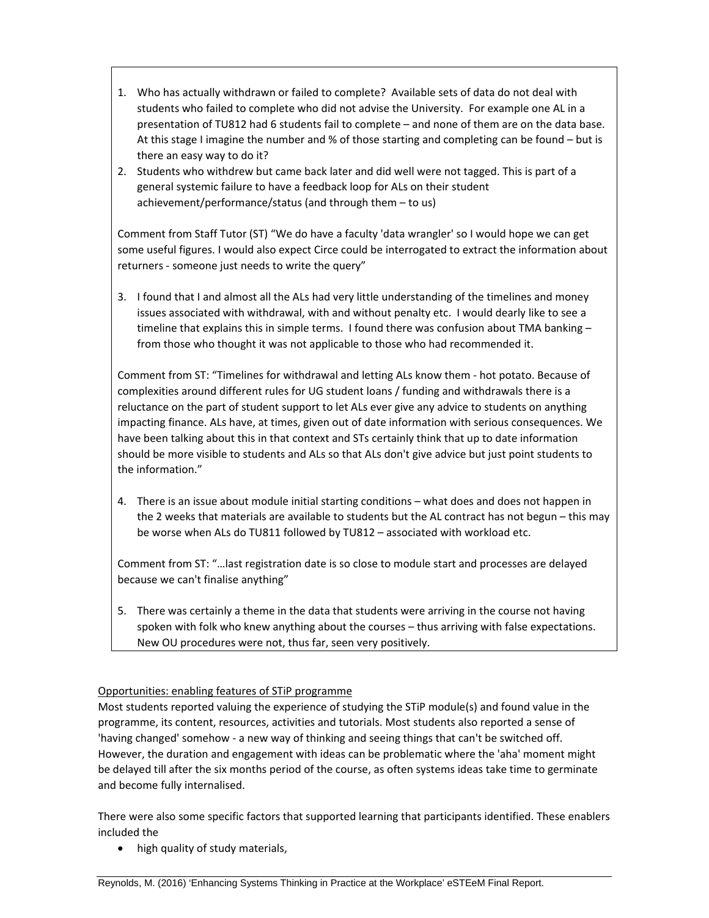1. Who has actually withdrawn or failed to complete? Available sets of data do not deal with students who failed to complete who did not advise the University. For example one AL in a presentation of TU812 had 6 students fail to complete – and none of them are on the data base. At this stage I imagine the number and % of those starting and completing can be found – but is there an easy way to do it?
2. Students who withdrew but came back later and did well were not tagged. This is part of a general systemic failure to have a feedback loop for ALs on their student achievement/performance/status (and through them – to us)

Comment from Staff Tutor (ST) "We do have a faculty 'data wrangler' so I would hope we can get some useful figures. I would also expect Circe could be interrogated to extract the information about returners - someone just needs to write the query"

3. I found that I and almost all the ALs had very little understanding of the timelines and money issues associated with withdrawal, with and without penalty etc. I would dearly like to see a timeline that explains this in simple terms. I found there was confusion about TMA banking – from those who thought it was not applicable to those who had recommended it.

Comment from ST: "Timelines for withdrawal and letting ALs know them - hot potato. Because of complexities around different rules for UG student loans / funding and withdrawals there is a reluctance on the part of student support to let ALs ever give any advice to students on anything impacting finance. ALs have, at times, given out of date information with serious consequences. We have been talking about this in that context and STs certainly think that up to date information should be more visible to students and ALs so that ALs don't give advice but just point students to the information."

4. There is an issue about module initial starting conditions – what does and does not happen in the 2 weeks that materials are available to students but the AL contract has not begun – this may be worse when ALs do TU811 followed by TU812 – associated with workload etc.

Comment from ST: "…last registration date is so close to module start and processes are delayed because we can't finalise anything"

5. There was certainly a theme in the data that students were arriving in the course not having spoken with folk who knew anything about the courses – thus arriving with false expectations. New OU procedures were not, thus far, seen very positively.

Opportunities: enabling features of STiP programme

Most students reported valuing the experience of studying the STiP module(s) and found value in the programme, its content, resources, activities and tutorials. Most students also reported a sense of 'having changed' somehow - a new way of thinking and seeing things that can't be switched off. However, the duration and engagement with ideas can be problematic where the 'aha' moment might be delayed till after the six months period of the course, as often systems ideas take time to germinate and become fully internalised.

There were also some specific factors that supported learning that participants identified. These enablers included the

- high quality of study materials,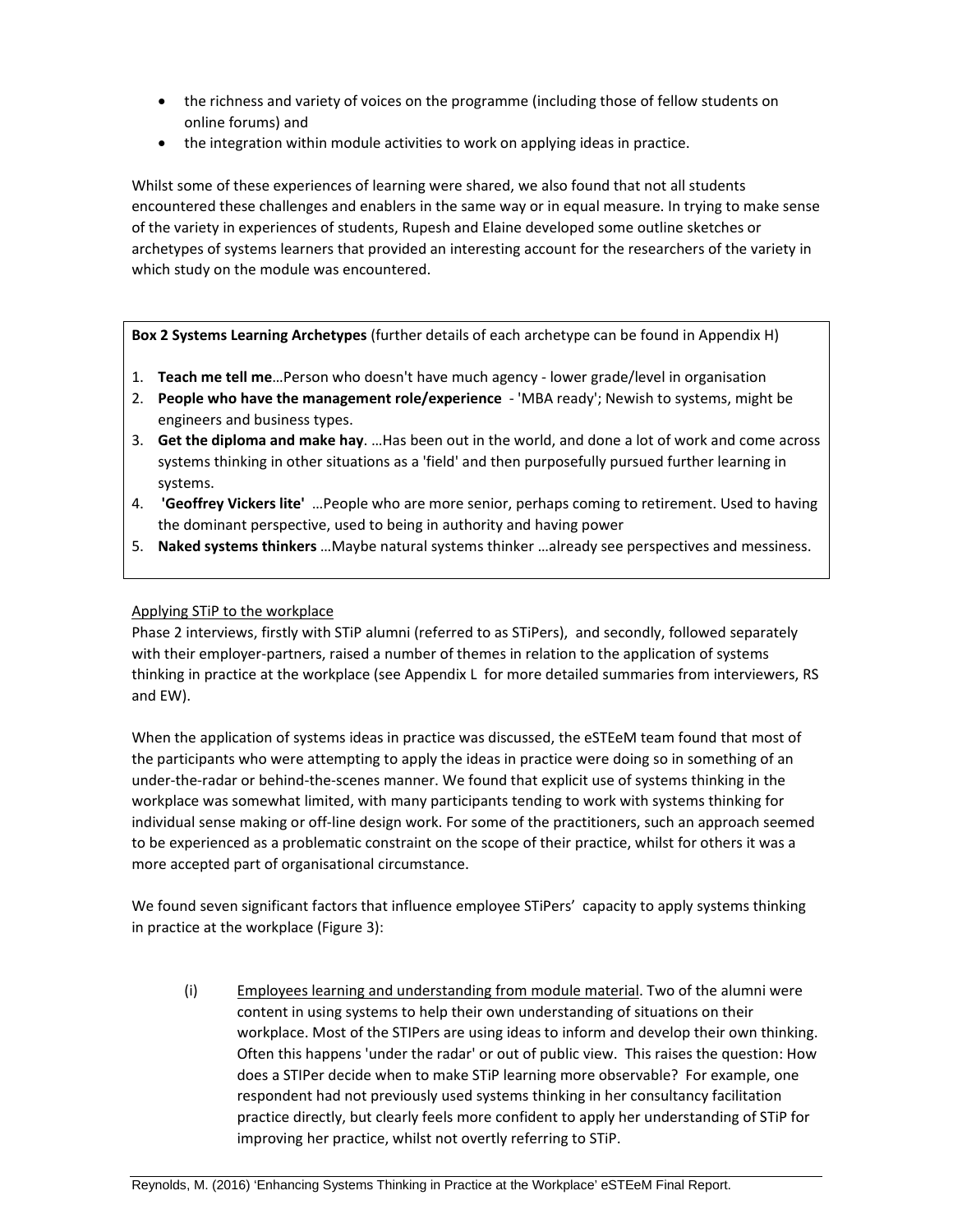- the richness and variety of voices on the programme (including those of fellow students on online forums) and
- the integration within module activities to work on applying ideas in practice.

Whilst some of these experiences of learning were shared, we also found that not all students encountered these challenges and enablers in the same way or in equal measure. In trying to make sense of the variety in experiences of students, Rupesh and Elaine developed some outline sketches or archetypes of systems learners that provided an interesting account for the researchers of the variety in which study on the module was encountered.

> **Box 2 Systems Learning Archetypes** (further details of each archetype can be found in Appendix H)
>
> 1. **Teach me tell me**…Person who doesn't have much agency - lower grade/level in organisation
> 2. **People who have the management role/experience** - 'MBA ready'; Newish to systems, might be engineers and business types.
> 3. **Get the diploma and make hay**. …Has been out in the world, and done a lot of work and come across systems thinking in other situations as a 'field' and then purposefully pursued further learning in systems.
> 4. **'Geoffrey Vickers lite'** …People who are more senior, perhaps coming to retirement. Used to having the dominant perspective, used to being in authority and having power
> 5. **Naked systems thinkers** …Maybe natural systems thinker …already see perspectives and messiness.

<u>Applying STiP to the workplace</u>

Phase 2 interviews, firstly with STiP alumni (referred to as STiPers), and secondly, followed separately with their employer-partners, raised a number of themes in relation to the application of systems thinking in practice at the workplace (see Appendix L for more detailed summaries from interviewers, RS and EW).

When the application of systems ideas in practice was discussed, the eSTEeM team found that most of the participants who were attempting to apply the ideas in practice were doing so in something of an under-the-radar or behind-the-scenes manner. We found that explicit use of systems thinking in the workplace was somewhat limited, with many participants tending to work with systems thinking for individual sense making or off-line design work. For some of the practitioners, such an approach seemed to be experienced as a problematic constraint on the scope of their practice, whilst for others it was a more accepted part of organisational circumstance.

We found seven significant factors that influence employee STiPers' capacity to apply systems thinking in practice at the workplace (Figure 3):

(i) <u>Employees learning and understanding from module material</u>. Two of the alumni were content in using systems to help their own understanding of situations on their workplace. Most of the STIPers are using ideas to inform and develop their own thinking. Often this happens 'under the radar' or out of public view. This raises the question: How does a STIPer decide when to make STiP learning more observable? For example, one respondent had not previously used systems thinking in her consultancy facilitation practice directly, but clearly feels more confident to apply her understanding of STiP for improving her practice, whilst not overtly referring to STiP.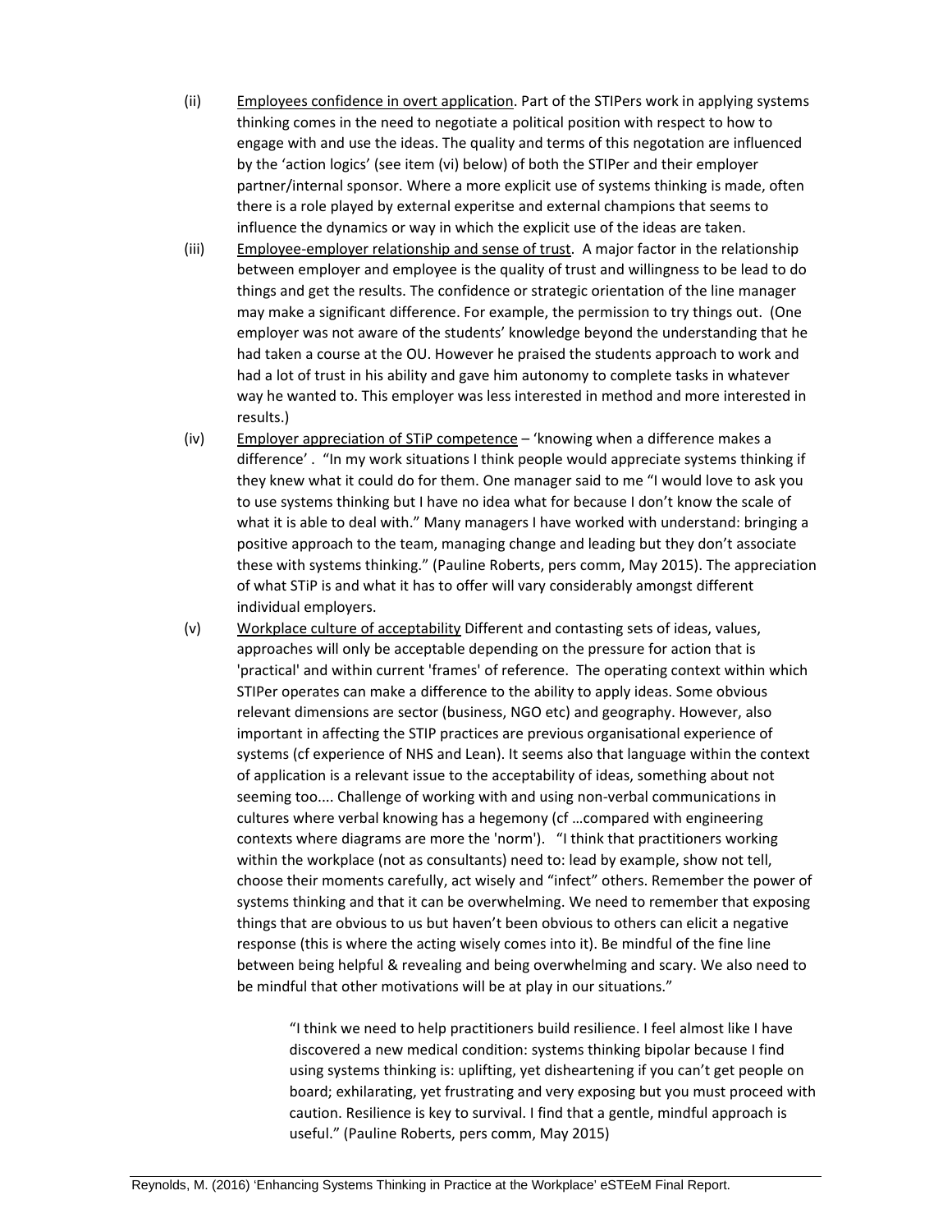(ii) <u>Employees confidence in overt application</u>. Part of the STIPers work in applying systems thinking comes in the need to negotiate a political position with respect to how to engage with and use the ideas. The quality and terms of this negotiation are influenced by the 'action logics' (see item (vi) below) of both the STIPer and their employer partner/internal sponsor. Where a more explicit use of systems thinking is made, often there is a role played by external experitse and external champions that seems to influence the dynamics or way in which the explicit use of the ideas are taken.

(iii) <u>Employee-employer relationship and sense of trust</u>. A major factor in the relationship between employer and employee is the quality of trust and willingness to be lead to do things and get the results. The confidence or strategic orientation of the line manager may make a significant difference. For example, the permission to try things out. (One employer was not aware of the students' knowledge beyond the understanding that he had taken a course at the OU. However he praised the students approach to work and had a lot of trust in his ability and gave him autonomy to complete tasks in whatever way he wanted to. This employer was less interested in method and more interested in results.)

(iv) <u>Employer appreciation of STiP competence</u> – 'knowing when a difference makes a difference' . "In my work situations I think people would appreciate systems thinking if they knew what it could do for them. One manager said to me "I would love to ask you to use systems thinking but I have no idea what for because I don't know the scale of what it is able to deal with." Many managers I have worked with understand: bringing a positive approach to the team, managing change and leading but they don't associate these with systems thinking." (Pauline Roberts, pers comm, May 2015). The appreciation of what STiP is and what it has to offer will vary considerably amongst different individual employers.

(v) <u>Workplace culture of acceptability</u> Different and contasting sets of ideas, values, approaches will only be acceptable depending on the pressure for action that is 'practical' and within current 'frames' of reference. The operating context within which STIPer operates can make a difference to the ability to apply ideas. Some obvious relevant dimensions are sector (business, NGO etc) and geography. However, also important in affecting the STIP practices are previous organisational experience of systems (cf experience of NHS and Lean). It seems also that language within the context of application is a relevant issue to the acceptability of ideas, something about not seeming too.... Challenge of working with and using non-verbal communications in cultures where verbal knowing has a hegemony (cf …compared with engineering contexts where diagrams are more the 'norm'). "I think that practitioners working within the workplace (not as consultants) need to: lead by example, show not tell, choose their moments carefully, act wisely and "infect" others. Remember the power of systems thinking and that it can be overwhelming. We need to remember that exposing things that are obvious to us but haven't been obvious to others can elicit a negative response (this is where the acting wisely comes into it). Be mindful of the fine line between being helpful & revealing and being overwhelming and scary. We also need to be mindful that other motivations will be at play in our situations."

> "I think we need to help practitioners build resilience. I feel almost like I have discovered a new medical condition: systems thinking bipolar because I find using systems thinking is: uplifting, yet disheartening if you can't get people on board; exhilarating, yet frustrating and very exposing but you must proceed with caution. Resilience is key to survival. I find that a gentle, mindful approach is useful." (Pauline Roberts, pers comm, May 2015)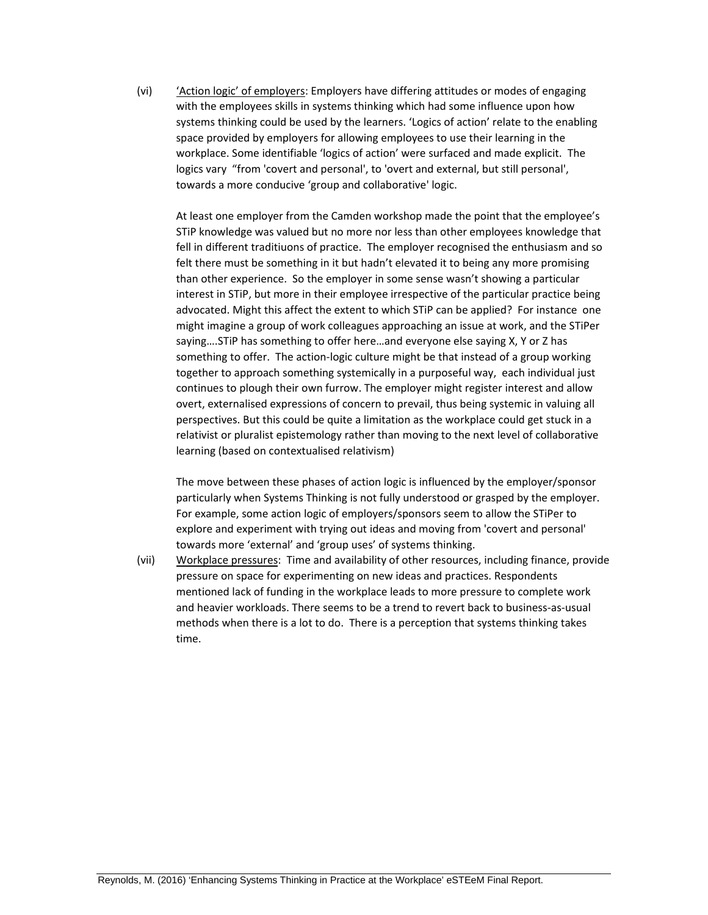(vi) <u>'Action logic' of employers</u>: Employers have differing attitudes or modes of engaging with the employees skills in systems thinking which had some influence upon how systems thinking could be used by the learners. 'Logics of action' relate to the enabling space provided by employers for allowing employees to use their learning in the workplace. Some identifiable 'logics of action' were surfaced and made explicit. The logics vary "from 'covert and personal', to 'overt and external, but still personal', towards a more conducive 'group and collaborative' logic.

At least one employer from the Camden workshop made the point that the employee's STiP knowledge was valued but no more nor less than other employees knowledge that fell in different traditiuons of practice. The employer recognised the enthusiasm and so felt there must be something in it but hadn't elevated it to being any more promising than other experience. So the employer in some sense wasn't showing a particular interest in STiP, but more in their employee irrespective of the particular practice being advocated. Might this affect the extent to which STiP can be applied? For instance one might imagine a group of work colleagues approaching an issue at work, and the STiPer saying….STiP has something to offer here…and everyone else saying X, Y or Z has something to offer. The action-logic culture might be that instead of a group working together to approach something systemically in a purposeful way, each individual just continues to plough their own furrow. The employer might register interest and allow overt, externalised expressions of concern to prevail, thus being systemic in valuing all perspectives. But this could be quite a limitation as the workplace could get stuck in a relativist or pluralist epistemology rather than moving to the next level of collaborative learning (based on contextualised relativism)

The move between these phases of action logic is influenced by the employer/sponsor particularly when Systems Thinking is not fully understood or grasped by the employer. For example, some action logic of employers/sponsors seem to allow the STiPer to explore and experiment with trying out ideas and moving from 'covert and personal' towards more 'external' and 'group uses' of systems thinking.

(vii) <u>Workplace pressures</u>: Time and availability of other resources, including finance, provide pressure on space for experimenting on new ideas and practices. Respondents mentioned lack of funding in the workplace leads to more pressure to complete work and heavier workloads. There seems to be a trend to revert back to business-as-usual methods when there is a lot to do. There is a perception that systems thinking takes time.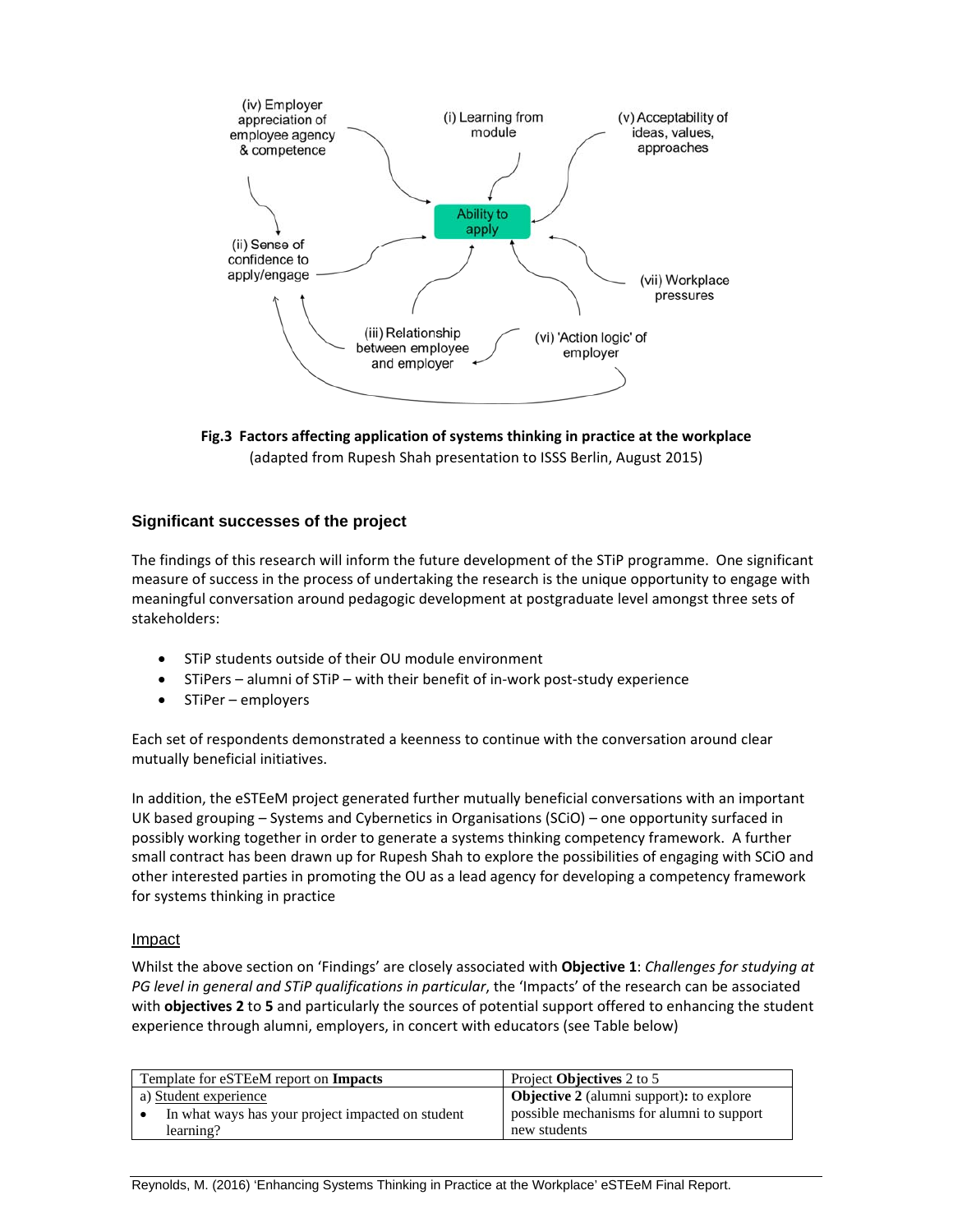(iv) Employer appreciation of employee agency & competence

(i) Learning from module

(v) Acceptability of ideas, values, approaches

Ability to apply

(ii) Sense of confidence to apply/engage

(vii) Workplace pressures

(iii) Relationship between employee and employer

(vi) 'Action logic' of employer

**Fig.3 Factors affecting application of systems thinking in practice at the workplace**
(adapted from Rupesh Shah presentation to ISSS Berlin, August 2015)

## Significant successes of the project

The findings of this research will inform the future development of the STiP programme. One significant measure of success in the process of undertaking the research is the unique opportunity to engage with meaningful conversation around pedagogic development at postgraduate level amongst three sets of stakeholders:

- STiP students outside of their OU module environment
- STiPers – alumni of STiP – with their benefit of in-work post-study experience
- STiPer – employers

Each set of respondents demonstrated a keenness to continue with the conversation around clear mutually beneficial initiatives.

In addition, the eSTEeM project generated further mutually beneficial conversations with an important UK based grouping – Systems and Cybernetics in Organisations (SCiO) – one opportunity surfaced in possibly working together in order to generate a systems thinking competency framework. A further small contract has been drawn up for Rupesh Shah to explore the possibilities of engaging with SCiO and other interested parties in promoting the OU as a lead agency for developing a competency framework for systems thinking in practice

### Impact

Whilst the above section on 'Findings' are closely associated with **Objective 1**: *Challenges for studying at PG level in general and STiP qualifications in particular*, the 'Impacts' of the research can be associated with **objectives 2** to **5** and particularly the sources of potential support offered to enhancing the student experience through alumni, employers, in concert with educators (see Table below)

| Template for eSTEeM report on **Impacts** | Project **Objectives** 2 to 5 |
|---|---|
| a) Student experience<br>• In what ways has your project impacted on student learning? | **Objective 2** (alumni support)**:** to explore possible mechanisms for alumni to support new students |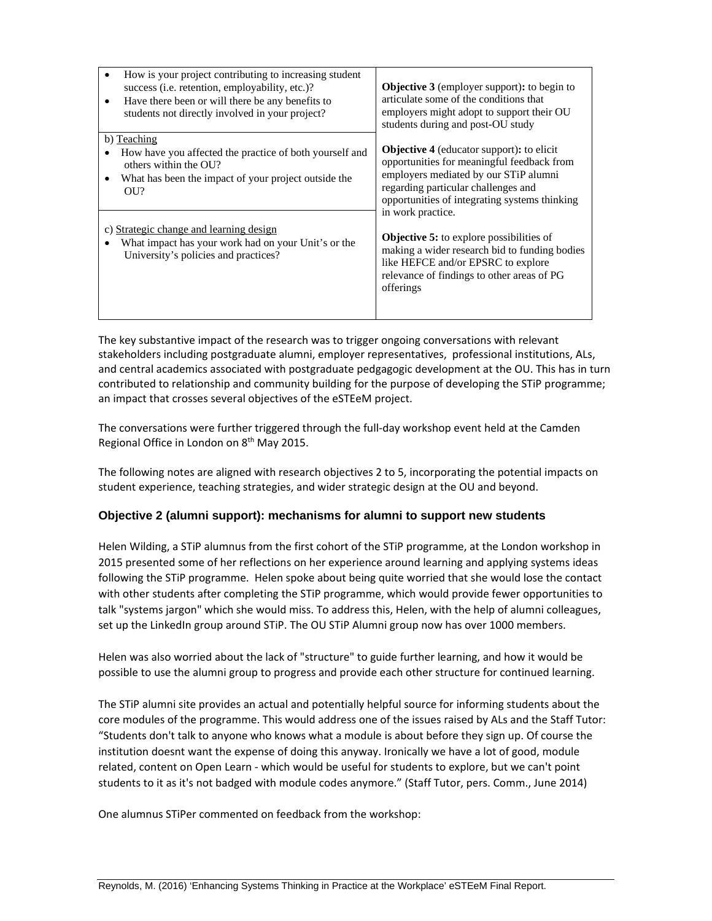| | |
|---|---|
| • How is your project contributing to increasing student success (i.e. retention, employability, etc.)?<br>• Have there been or will there be any benefits to students not directly involved in your project? | **Objective 3** (employer support)**:** to begin to articulate some of the conditions that employers might adopt to support their OU students during and post-OU study |
| b) Teaching<br>• How have you affected the practice of both yourself and others within the OU?<br>• What has been the impact of your project outside the OU? | **Objective 4** (educator support)**:** to elicit opportunities for meaningful feedback from employers mediated by our STiP alumni regarding particular challenges and opportunities of integrating systems thinking in work practice. |
| c) Strategic change and learning design<br>• What impact has your work had on your Unit's or the University's policies and practices? | **Objective 5:** to explore possibilities of making a wider research bid to funding bodies like HEFCE and/or EPSRC to explore relevance of findings to other areas of PG offerings |

The key substantive impact of the research was to trigger ongoing conversations with relevant stakeholders including postgraduate alumni, employer representatives, professional institutions, ALs, and central academics associated with postgraduate pedgagogic development at the OU. This has in turn contributed to relationship and community building for the purpose of developing the STiP programme; an impact that crosses several objectives of the eSTEeM project.

The conversations were further triggered through the full-day workshop event held at the Camden Regional Office in London on 8th May 2015.

The following notes are aligned with research objectives 2 to 5, incorporating the potential impacts on student experience, teaching strategies, and wider strategic design at the OU and beyond.

### Objective 2 (alumni support): mechanisms for alumni to support new students

Helen Wilding, a STiP alumnus from the first cohort of the STiP programme, at the London workshop in 2015 presented some of her reflections on her experience around learning and applying systems ideas following the STiP programme. Helen spoke about being quite worried that she would lose the contact with other students after completing the STiP programme, which would provide fewer opportunities to talk "systems jargon" which she would miss. To address this, Helen, with the help of alumni colleagues, set up the LinkedIn group around STiP. The OU STiP Alumni group now has over 1000 members.

Helen was also worried about the lack of "structure" to guide further learning, and how it would be possible to use the alumni group to progress and provide each other structure for continued learning.

The STiP alumni site provides an actual and potentially helpful source for informing students about the core modules of the programme. This would address one of the issues raised by ALs and the Staff Tutor: "Students don't talk to anyone who knows what a module is about before they sign up. Of course the institution doesnt want the expense of doing this anyway. Ironically we have a lot of good, module related, content on Open Learn - which would be useful for students to explore, but we can't point students to it as it's not badged with module codes anymore." (Staff Tutor, pers. Comm., June 2014)

One alumnus STiPer commented on feedback from the workshop: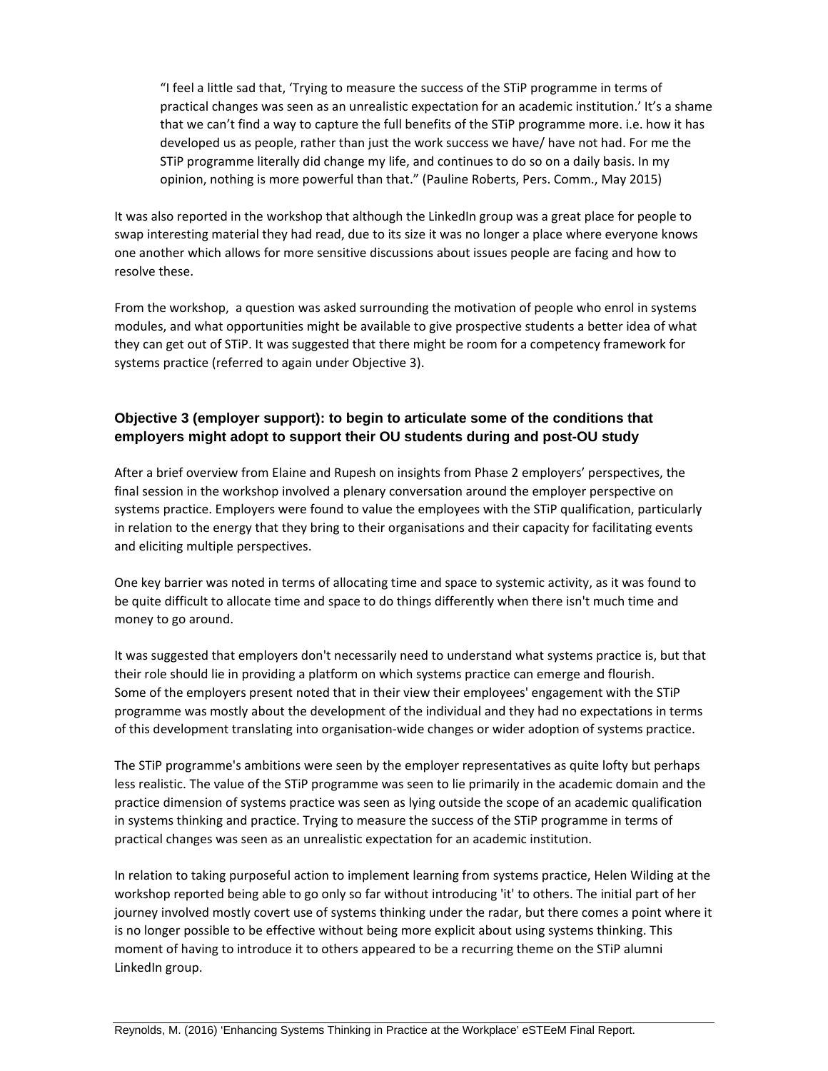> "I feel a little sad that, 'Trying to measure the success of the STiP programme in terms of practical changes was seen as an unrealistic expectation for an academic institution.' It's a shame that we can't find a way to capture the full benefits of the STiP programme more. i.e. how it has developed us as people, rather than just the work success we have/ have not had. For me the STiP programme literally did change my life, and continues to do so on a daily basis. In my opinion, nothing is more powerful than that." (Pauline Roberts, Pers. Comm., May 2015)

It was also reported in the workshop that although the LinkedIn group was a great place for people to swap interesting material they had read, due to its size it was no longer a place where everyone knows one another which allows for more sensitive discussions about issues people are facing and how to resolve these.

From the workshop, a question was asked surrounding the motivation of people who enrol in systems modules, and what opportunities might be available to give prospective students a better idea of what they can get out of STiP. It was suggested that there might be room for a competency framework for systems practice (referred to again under Objective 3).

### Objective 3 (employer support): to begin to articulate some of the conditions that employers might adopt to support their OU students during and post-OU study

After a brief overview from Elaine and Rupesh on insights from Phase 2 employers' perspectives, the final session in the workshop involved a plenary conversation around the employer perspective on systems practice. Employers were found to value the employees with the STiP qualification, particularly in relation to the energy that they bring to their organisations and their capacity for facilitating events and eliciting multiple perspectives.

One key barrier was noted in terms of allocating time and space to systemic activity, as it was found to be quite difficult to allocate time and space to do things differently when there isn't much time and money to go around.

It was suggested that employers don't necessarily need to understand what systems practice is, but that their role should lie in providing a platform on which systems practice can emerge and flourish. Some of the employers present noted that in their view their employees' engagement with the STiP programme was mostly about the development of the individual and they had no expectations in terms of this development translating into organisation-wide changes or wider adoption of systems practice.

The STiP programme's ambitions were seen by the employer representatives as quite lofty but perhaps less realistic. The value of the STiP programme was seen to lie primarily in the academic domain and the practice dimension of systems practice was seen as lying outside the scope of an academic qualification in systems thinking and practice. Trying to measure the success of the STiP programme in terms of practical changes was seen as an unrealistic expectation for an academic institution.

In relation to taking purposeful action to implement learning from systems practice, Helen Wilding at the workshop reported being able to go only so far without introducing 'it' to others. The initial part of her journey involved mostly covert use of systems thinking under the radar, but there comes a point where it is no longer possible to be effective without being more explicit about using systems thinking. This moment of having to introduce it to others appeared to be a recurring theme on the STiP alumni LinkedIn group.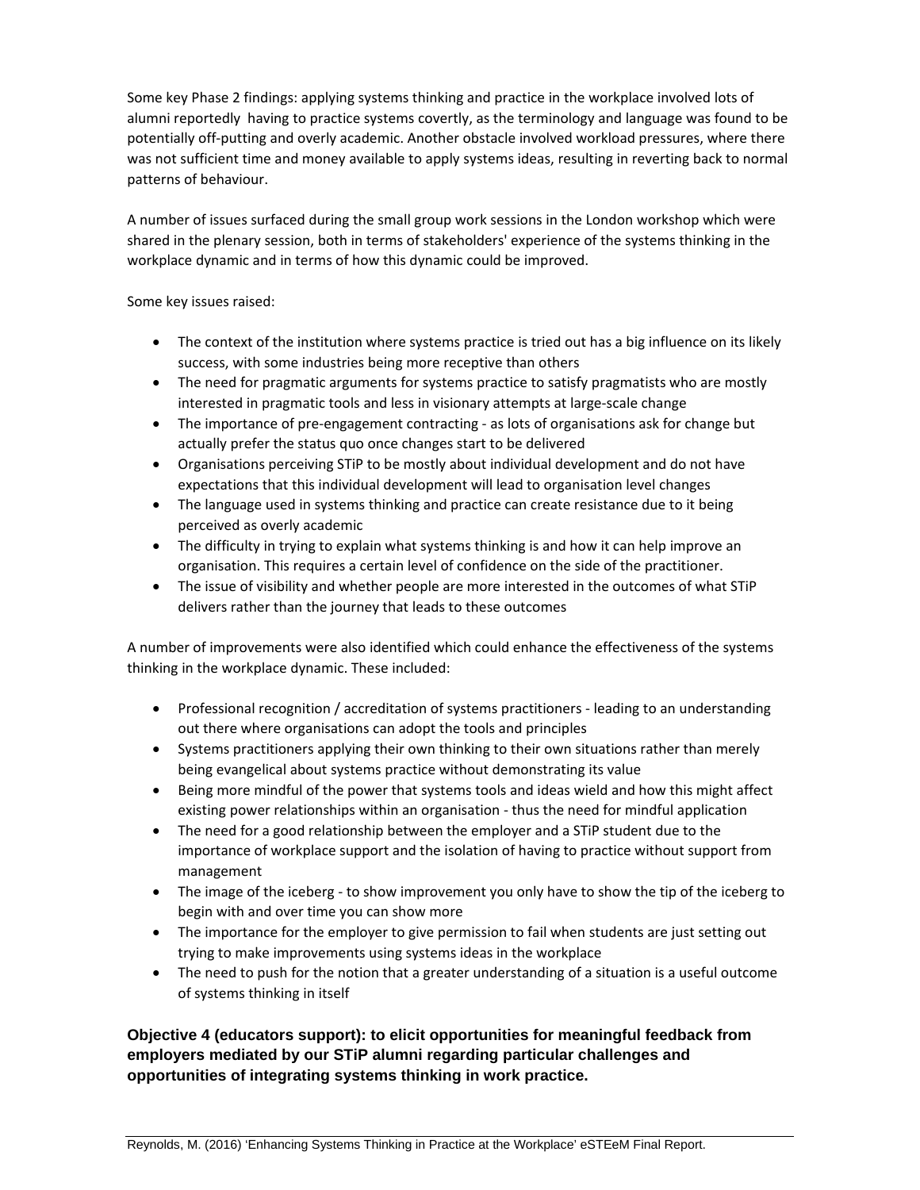Some key Phase 2 findings: applying systems thinking and practice in the workplace involved lots of alumni reportedly having to practice systems covertly, as the terminology and language was found to be potentially off-putting and overly academic. Another obstacle involved workload pressures, where there was not sufficient time and money available to apply systems ideas, resulting in reverting back to normal patterns of behaviour.

A number of issues surfaced during the small group work sessions in the London workshop which were shared in the plenary session, both in terms of stakeholders' experience of the systems thinking in the workplace dynamic and in terms of how this dynamic could be improved.

Some key issues raised:

- The context of the institution where systems practice is tried out has a big influence on its likely success, with some industries being more receptive than others
- The need for pragmatic arguments for systems practice to satisfy pragmatists who are mostly interested in pragmatic tools and less in visionary attempts at large-scale change
- The importance of pre-engagement contracting - as lots of organisations ask for change but actually prefer the status quo once changes start to be delivered
- Organisations perceiving STiP to be mostly about individual development and do not have expectations that this individual development will lead to organisation level changes
- The language used in systems thinking and practice can create resistance due to it being perceived as overly academic
- The difficulty in trying to explain what systems thinking is and how it can help improve an organisation. This requires a certain level of confidence on the side of the practitioner.
- The issue of visibility and whether people are more interested in the outcomes of what STiP delivers rather than the journey that leads to these outcomes

A number of improvements were also identified which could enhance the effectiveness of the systems thinking in the workplace dynamic. These included:

- Professional recognition / accreditation of systems practitioners - leading to an understanding out there where organisations can adopt the tools and principles
- Systems practitioners applying their own thinking to their own situations rather than merely being evangelical about systems practice without demonstrating its value
- Being more mindful of the power that systems tools and ideas wield and how this might affect existing power relationships within an organisation - thus the need for mindful application
- The need for a good relationship between the employer and a STiP student due to the importance of workplace support and the isolation of having to practice without support from management
- The image of the iceberg - to show improvement you only have to show the tip of the iceberg to begin with and over time you can show more
- The importance for the employer to give permission to fail when students are just setting out trying to make improvements using systems ideas in the workplace
- The need to push for the notion that a greater understanding of a situation is a useful outcome of systems thinking in itself

**Objective 4 (educators support): to elicit opportunities for meaningful feedback from employers mediated by our STiP alumni regarding particular challenges and opportunities of integrating systems thinking in work practice.**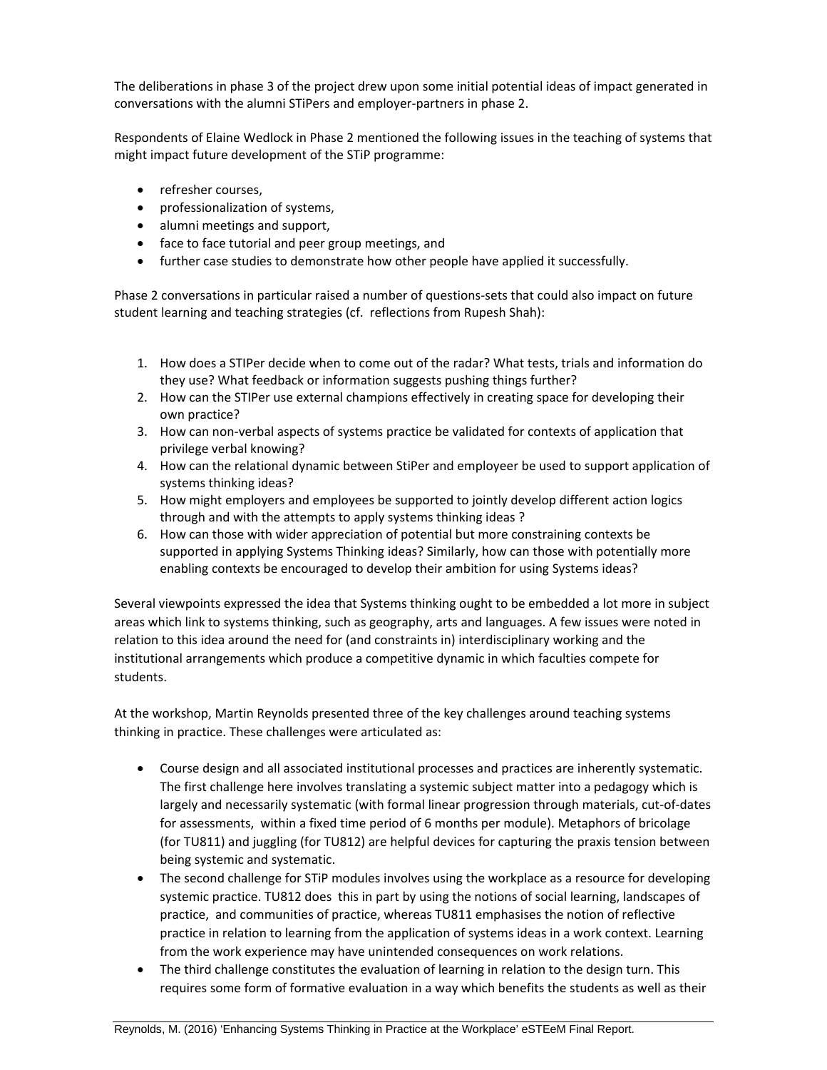The deliberations in phase 3 of the project drew upon some initial potential ideas of impact generated in conversations with the alumni STiPers and employer-partners in phase 2.

Respondents of Elaine Wedlock in Phase 2 mentioned the following issues in the teaching of systems that might impact future development of the STiP programme:

- refresher courses,
- professionalization of systems,
- alumni meetings and support,
- face to face tutorial and peer group meetings, and
- further case studies to demonstrate how other people have applied it successfully.

Phase 2 conversations in particular raised a number of questions-sets that could also impact on future student learning and teaching strategies (cf. reflections from Rupesh Shah):

1. How does a STIPer decide when to come out of the radar? What tests, trials and information do they use? What feedback or information suggests pushing things further?
2. How can the STIPer use external champions effectively in creating space for developing their own practice?
3. How can non-verbal aspects of systems practice be validated for contexts of application that privilege verbal knowing?
4. How can the relational dynamic between StiPer and employeer be used to support application of systems thinking ideas?
5. How might employers and employees be supported to jointly develop different action logics through and with the attempts to apply systems thinking ideas ?
6. How can those with wider appreciation of potential but more constraining contexts be supported in applying Systems Thinking ideas? Similarly, how can those with potentially more enabling contexts be encouraged to develop their ambition for using Systems ideas?

Several viewpoints expressed the idea that Systems thinking ought to be embedded a lot more in subject areas which link to systems thinking, such as geography, arts and languages. A few issues were noted in relation to this idea around the need for (and constraints in) interdisciplinary working and the institutional arrangements which produce a competitive dynamic in which faculties compete for students.

At the workshop, Martin Reynolds presented three of the key challenges around teaching systems thinking in practice. These challenges were articulated as:

- Course design and all associated institutional processes and practices are inherently systematic. The first challenge here involves translating a systemic subject matter into a pedagogy which is largely and necessarily systematic (with formal linear progression through materials, cut-of-dates for assessments, within a fixed time period of 6 months per module). Metaphors of bricolage (for TU811) and juggling (for TU812) are helpful devices for capturing the praxis tension between being systemic and systematic.
- The second challenge for STiP modules involves using the workplace as a resource for developing systemic practice. TU812 does this in part by using the notions of social learning, landscapes of practice, and communities of practice, whereas TU811 emphasises the notion of reflective practice in relation to learning from the application of systems ideas in a work context. Learning from the work experience may have unintended consequences on work relations.
- The third challenge constitutes the evaluation of learning in relation to the design turn. This requires some form of formative evaluation in a way which benefits the students as well as their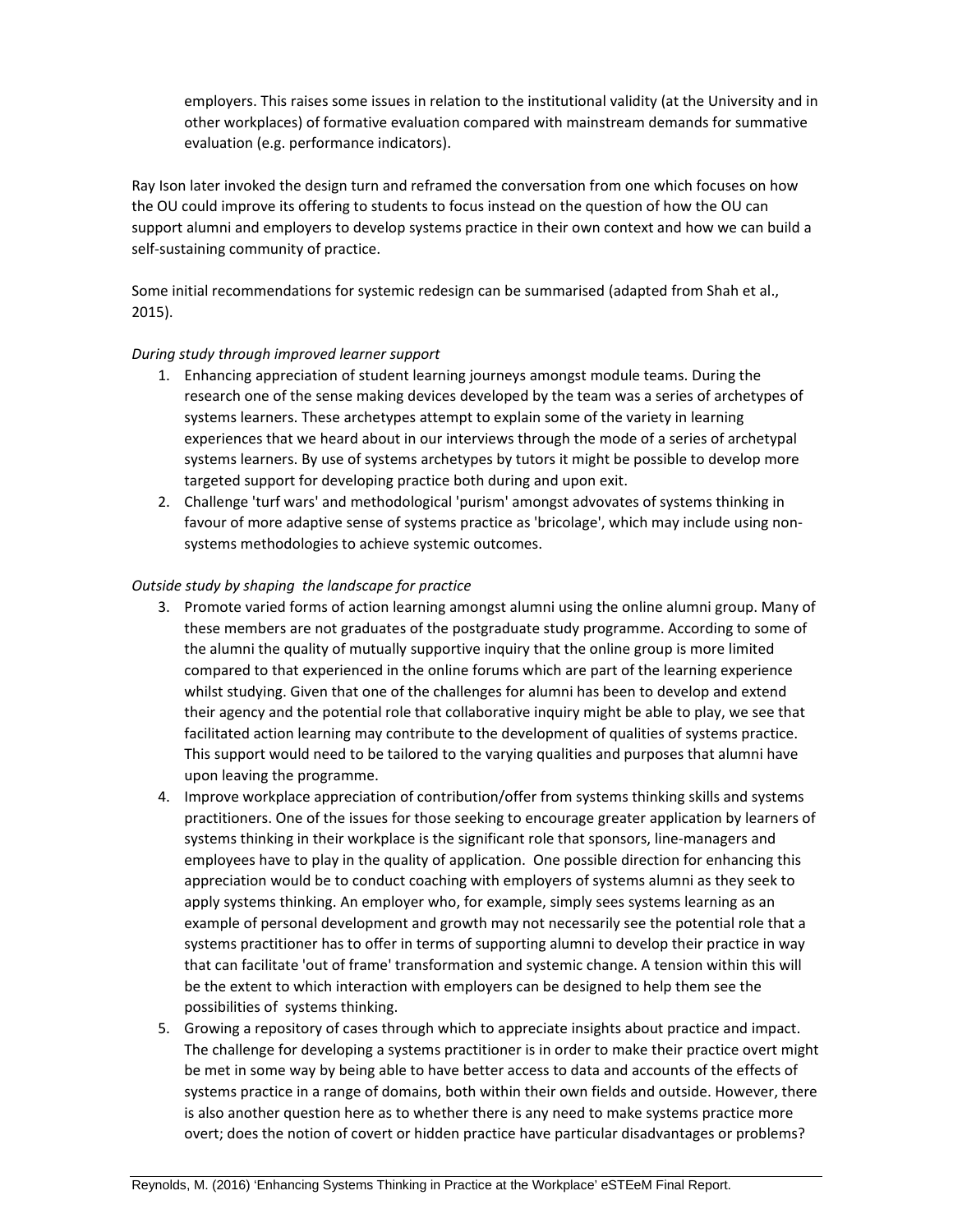employers. This raises some issues in relation to the institutional validity (at the University and in other workplaces) of formative evaluation compared with mainstream demands for summative evaluation (e.g. performance indicators).

Ray Ison later invoked the design turn and reframed the conversation from one which focuses on how the OU could improve its offering to students to focus instead on the question of how the OU can support alumni and employers to develop systems practice in their own context and how we can build a self-sustaining community of practice.

Some initial recommendations for systemic redesign can be summarised (adapted from Shah et al., 2015).

*During study through improved learner support*

1. Enhancing appreciation of student learning journeys amongst module teams. During the research one of the sense making devices developed by the team was a series of archetypes of systems learners. These archetypes attempt to explain some of the variety in learning experiences that we heard about in our interviews through the mode of a series of archetypal systems learners. By use of systems archetypes by tutors it might be possible to develop more targeted support for developing practice both during and upon exit.
2. Challenge 'turf wars' and methodological 'purism' amongst advovates of systems thinking in favour of more adaptive sense of systems practice as 'bricolage', which may include using non-systems methodologies to achieve systemic outcomes.

*Outside study by shaping the landscape for practice*

3. Promote varied forms of action learning amongst alumni using the online alumni group. Many of these members are not graduates of the postgraduate study programme. According to some of the alumni the quality of mutually supportive inquiry that the online group is more limited compared to that experienced in the online forums which are part of the learning experience whilst studying. Given that one of the challenges for alumni has been to develop and extend their agency and the potential role that collaborative inquiry might be able to play, we see that facilitated action learning may contribute to the development of qualities of systems practice. This support would need to be tailored to the varying qualities and purposes that alumni have upon leaving the programme.
4. Improve workplace appreciation of contribution/offer from systems thinking skills and systems practitioners. One of the issues for those seeking to encourage greater application by learners of systems thinking in their workplace is the significant role that sponsors, line-managers and employees have to play in the quality of application. One possible direction for enhancing this appreciation would be to conduct coaching with employers of systems alumni as they seek to apply systems thinking. An employer who, for example, simply sees systems learning as an example of personal development and growth may not necessarily see the potential role that a systems practitioner has to offer in terms of supporting alumni to develop their practice in way that can facilitate 'out of frame' transformation and systemic change. A tension within this will be the extent to which interaction with employers can be designed to help them see the possibilities of systems thinking.
5. Growing a repository of cases through which to appreciate insights about practice and impact. The challenge for developing a systems practitioner is in order to make their practice overt might be met in some way by being able to have better access to data and accounts of the effects of systems practice in a range of domains, both within their own fields and outside. However, there is also another question here as to whether there is any need to make systems practice more overt; does the notion of covert or hidden practice have particular disadvantages or problems?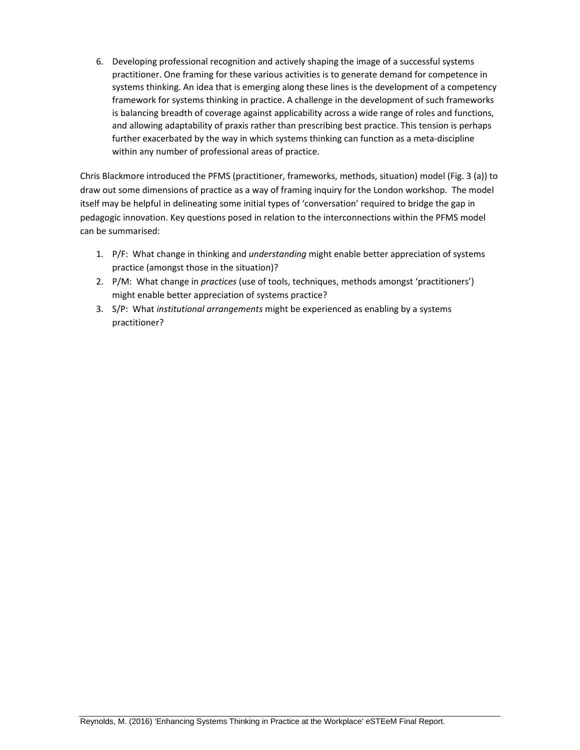6. Developing professional recognition and actively shaping the image of a successful systems practitioner. One framing for these various activities is to generate demand for competence in systems thinking. An idea that is emerging along these lines is the development of a competency framework for systems thinking in practice. A challenge in the development of such frameworks is balancing breadth of coverage against applicability across a wide range of roles and functions, and allowing adaptability of praxis rather than prescribing best practice. This tension is perhaps further exacerbated by the way in which systems thinking can function as a meta-discipline within any number of professional areas of practice.

Chris Blackmore introduced the PFMS (practitioner, frameworks, methods, situation) model (Fig. 3 (a)) to draw out some dimensions of practice as a way of framing inquiry for the London workshop. The model itself may be helpful in delineating some initial types of 'conversation' required to bridge the gap in pedagogic innovation. Key questions posed in relation to the interconnections within the PFMS model can be summarised:

1. P/F: What change in thinking and *understanding* might enable better appreciation of systems practice (amongst those in the situation)?
2. P/M: What change in *practices* (use of tools, techniques, methods amongst 'practitioners') might enable better appreciation of systems practice?
3. S/P: What *institutional arrangements* might be experienced as enabling by a systems practitioner?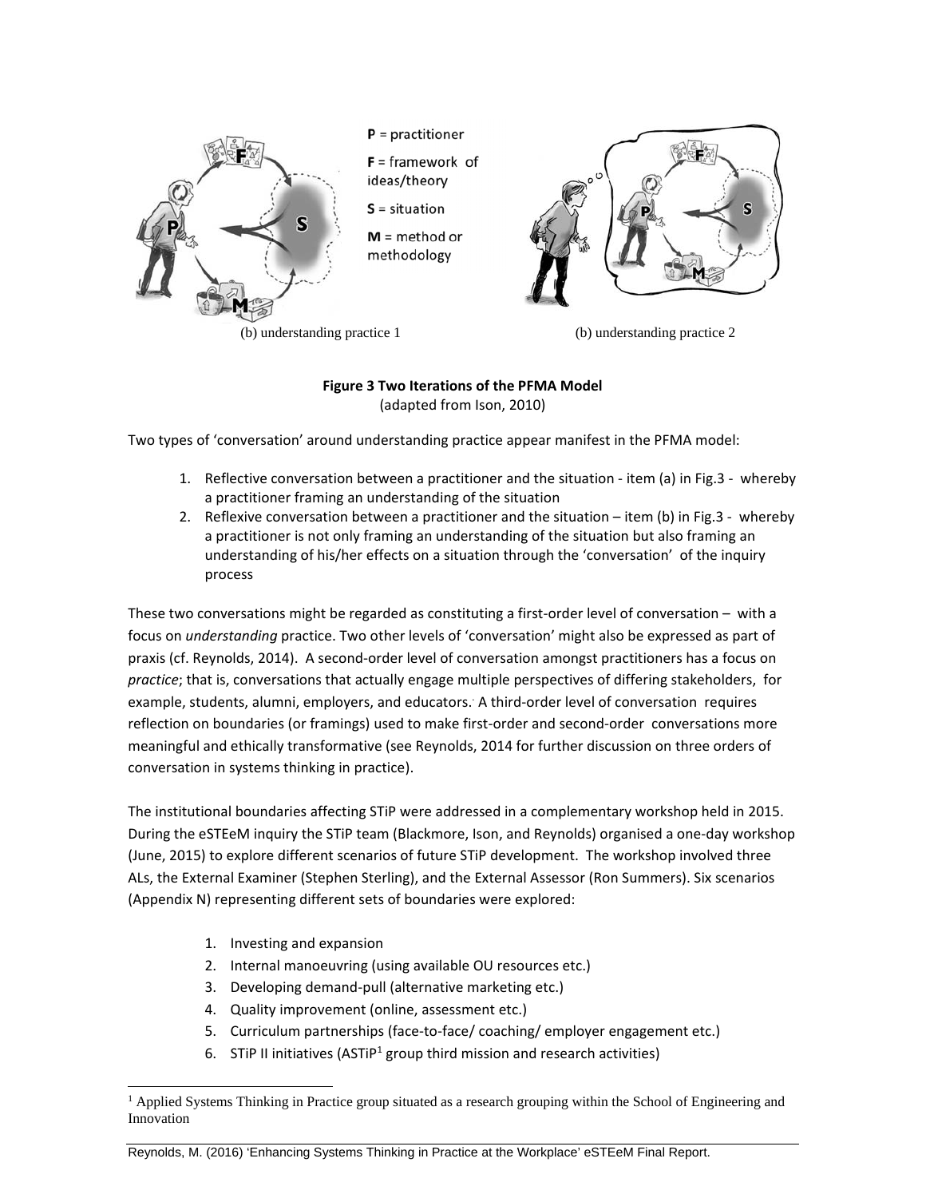P = practitioner

F = framework of ideas/theory

S = situation

M = method or methodology

(b) understanding practice 1 (b) understanding practice 2

**Figure 3 Two Iterations of the PFMA Model**
(adapted from Ison, 2010)

Two types of 'conversation' around understanding practice appear manifest in the PFMA model:

1. Reflective conversation between a practitioner and the situation - item (a) in Fig.3 - whereby a practitioner framing an understanding of the situation
2. Reflexive conversation between a practitioner and the situation – item (b) in Fig.3 - whereby a practitioner is not only framing an understanding of the situation but also framing an understanding of his/her effects on a situation through the 'conversation' of the inquiry process

These two conversations might be regarded as constituting a first-order level of conversation – with a focus on *understanding* practice. Two other levels of 'conversation' might also be expressed as part of praxis (cf. Reynolds, 2014). A second-order level of conversation amongst practitioners has a focus on *practice*; that is, conversations that actually engage multiple perspectives of differing stakeholders, for example, students, alumni, employers, and educators. A third-order level of conversation requires reflection on boundaries (or framings) used to make first-order and second-order conversations more meaningful and ethically transformative (see Reynolds, 2014 for further discussion on three orders of conversation in systems thinking in practice).

The institutional boundaries affecting STiP were addressed in a complementary workshop held in 2015. During the eSTEeM inquiry the STiP team (Blackmore, Ison, and Reynolds) organised a one-day workshop (June, 2015) to explore different scenarios of future STiP development. The workshop involved three ALs, the External Examiner (Stephen Sterling), and the External Assessor (Ron Summers). Six scenarios (Appendix N) representing different sets of boundaries were explored:

1. Investing and expansion
2. Internal manoeuvring (using available OU resources etc.)
3. Developing demand-pull (alternative marketing etc.)
4. Quality improvement (online, assessment etc.)
5. Curriculum partnerships (face-to-face/ coaching/ employer engagement etc.)
6. STiP II initiatives (ASTiP[1] group third mission and research activities)

[1] Applied Systems Thinking in Practice group situated as a research grouping within the School of Engineering and Innovation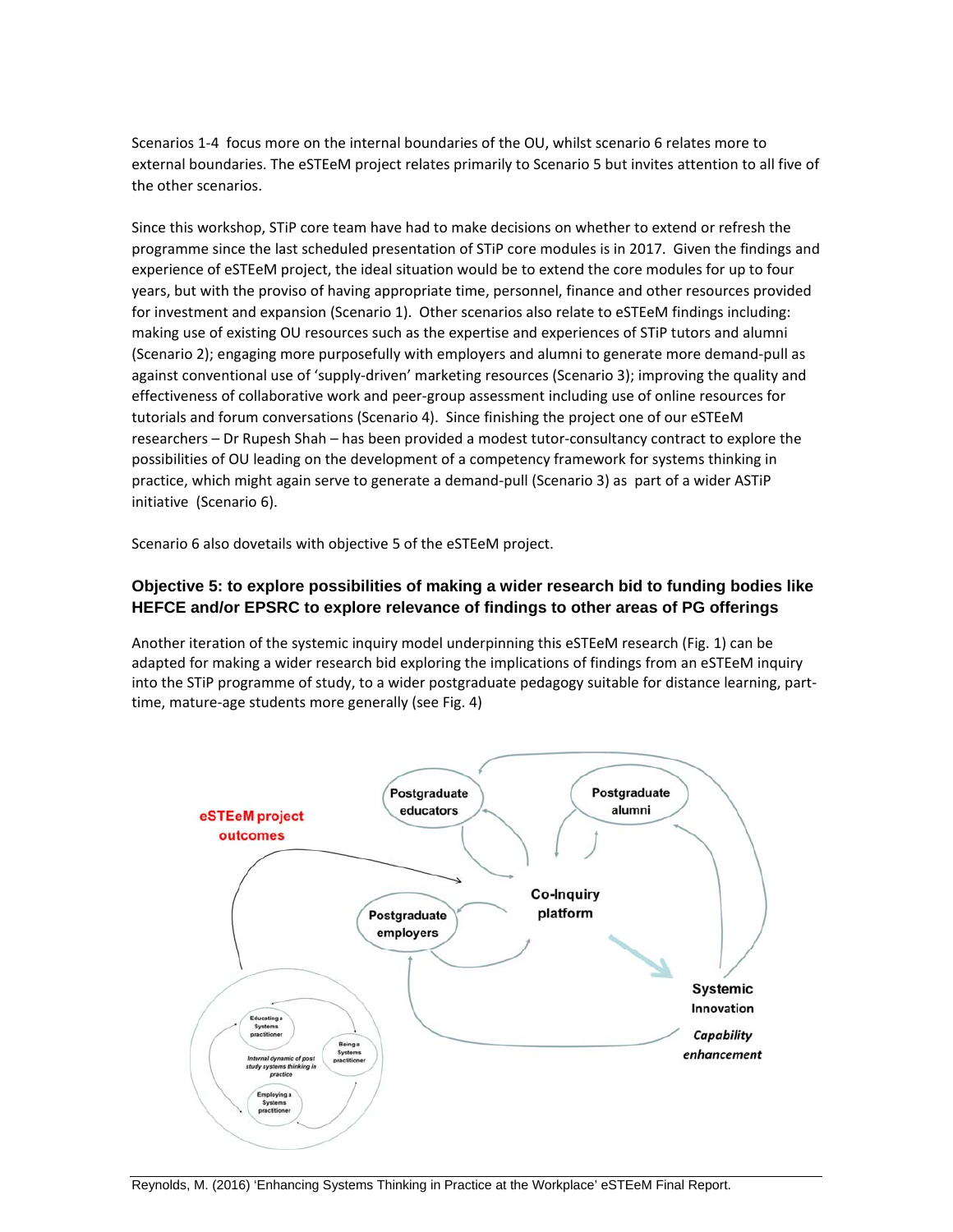Scenarios 1-4 focus more on the internal boundaries of the OU, whilst scenario 6 relates more to external boundaries. The eSTEeM project relates primarily to Scenario 5 but invites attention to all five of the other scenarios.

Since this workshop, STiP core team have had to make decisions on whether to extend or refresh the programme since the last scheduled presentation of STiP core modules is in 2017. Given the findings and experience of eSTEeM project, the ideal situation would be to extend the core modules for up to four years, but with the proviso of having appropriate time, personnel, finance and other resources provided for investment and expansion (Scenario 1). Other scenarios also relate to eSTEeM findings including: making use of existing OU resources such as the expertise and experiences of STiP tutors and alumni (Scenario 2); engaging more purposefully with employers and alumni to generate more demand-pull as against conventional use of 'supply-driven' marketing resources (Scenario 3); improving the quality and effectiveness of collaborative work and peer-group assessment including use of online resources for tutorials and forum conversations (Scenario 4). Since finishing the project one of our eSTEeM researchers – Dr Rupesh Shah – has been provided a modest tutor-consultancy contract to explore the possibilities of OU leading on the development of a competency framework for systems thinking in practice, which might again serve to generate a demand-pull (Scenario 3) as part of a wider ASTiP initiative (Scenario 6).

Scenario 6 also dovetails with objective 5 of the eSTEeM project.

### Objective 5: to explore possibilities of making a wider research bid to funding bodies like HEFCE and/or EPSRC to explore relevance of findings to other areas of PG offerings

Another iteration of the systemic inquiry model underpinning this eSTEeM research (Fig. 1) can be adapted for making a wider research bid exploring the implications of findings from an eSTEeM inquiry into the STiP programme of study, to a wider postgraduate pedagogy suitable for distance learning, part-time, mature-age students more generally (see Fig. 4)

eSTEeM project outcomes

Postgraduate educators

Postgraduate alumni

Co-Inquiry platform

Postgraduate employers

Systemic Innovation

*Capability enhancement*

Educating a Systems practitioner

Being a Systems practitioner

Employing a Systems practitioner

*Internal dynamic of post study systems thinking in practice*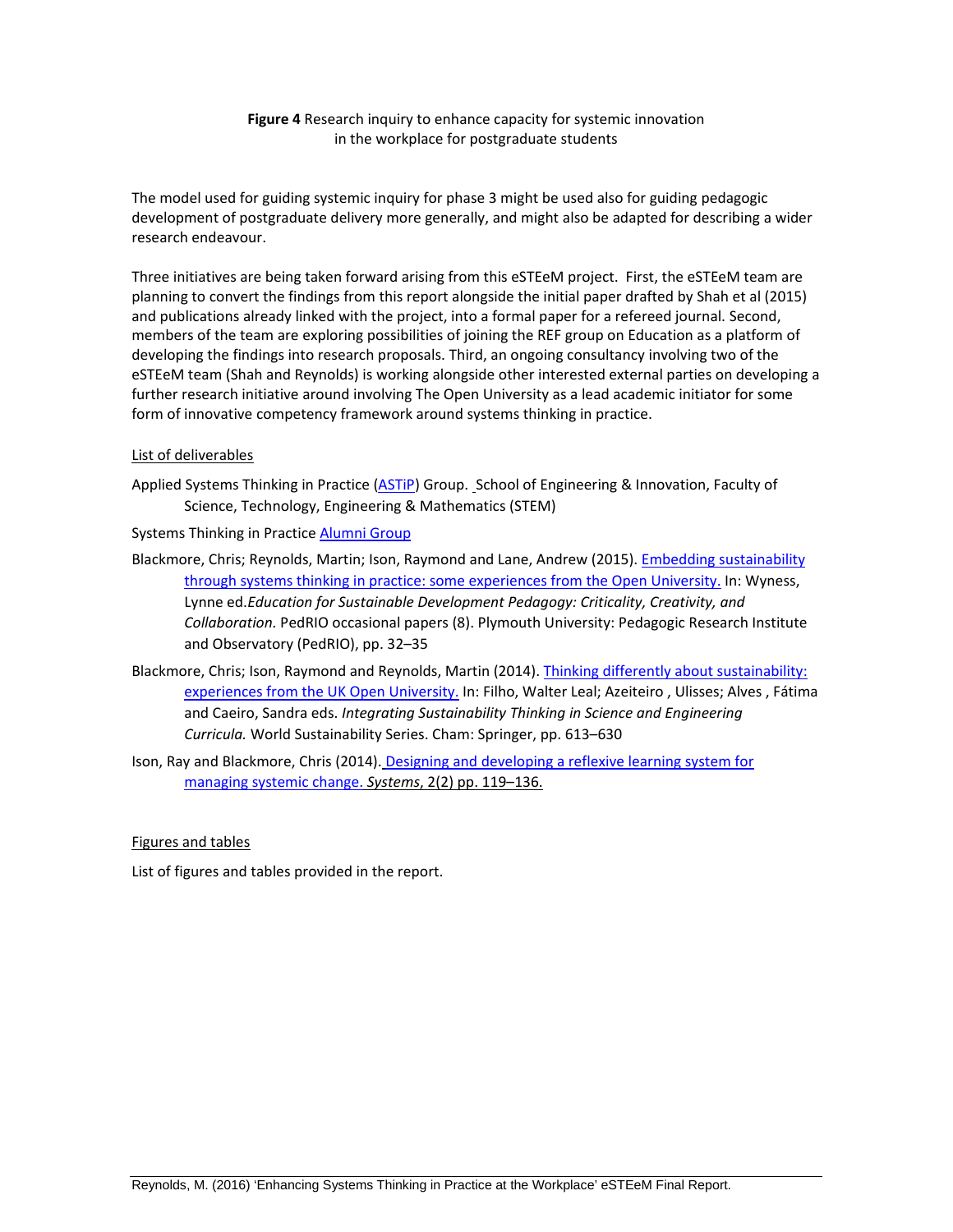**Figure 4** Research inquiry to enhance capacity for systemic innovation in the workplace for postgraduate students

The model used for guiding systemic inquiry for phase 3 might be used also for guiding pedagogic development of postgraduate delivery more generally, and might also be adapted for describing a wider research endeavour.

Three initiatives are being taken forward arising from this eSTEeM project. First, the eSTEeM team are planning to convert the findings from this report alongside the initial paper drafted by Shah et al (2015) and publications already linked with the project, into a formal paper for a refereed journal. Second, members of the team are exploring possibilities of joining the REF group on Education as a platform of developing the findings into research proposals. Third, an ongoing consultancy involving two of the eSTEeM team (Shah and Reynolds) is working alongside other interested external parties on developing a further research initiative around involving The Open University as a lead academic initiator for some form of innovative competency framework around systems thinking in practice.

List of deliverables

Applied Systems Thinking in Practice (ASTiP) Group. School of Engineering & Innovation, Faculty of Science, Technology, Engineering & Mathematics (STEM)

Systems Thinking in Practice Alumni Group

Blackmore, Chris; Reynolds, Martin; Ison, Raymond and Lane, Andrew (2015). Embedding sustainability through systems thinking in practice: some experiences from the Open University. In: Wyness, Lynne ed.*Education for Sustainable Development Pedagogy: Criticality, Creativity, and Collaboration.* PedRIO occasional papers (8). Plymouth University: Pedagogic Research Institute and Observatory (PedRIO), pp. 32–35

Blackmore, Chris; Ison, Raymond and Reynolds, Martin (2014). Thinking differently about sustainability: experiences from the UK Open University. In: Filho, Walter Leal; Azeiteiro , Ulisses; Alves , Fátima and Caeiro, Sandra eds. *Integrating Sustainability Thinking in Science and Engineering Curricula.* World Sustainability Series. Cham: Springer, pp. 613–630

Ison, Ray and Blackmore, Chris (2014). Designing and developing a reflexive learning system for managing systemic change. *Systems*, 2(2) pp. 119–136.

Figures and tables

List of figures and tables provided in the report.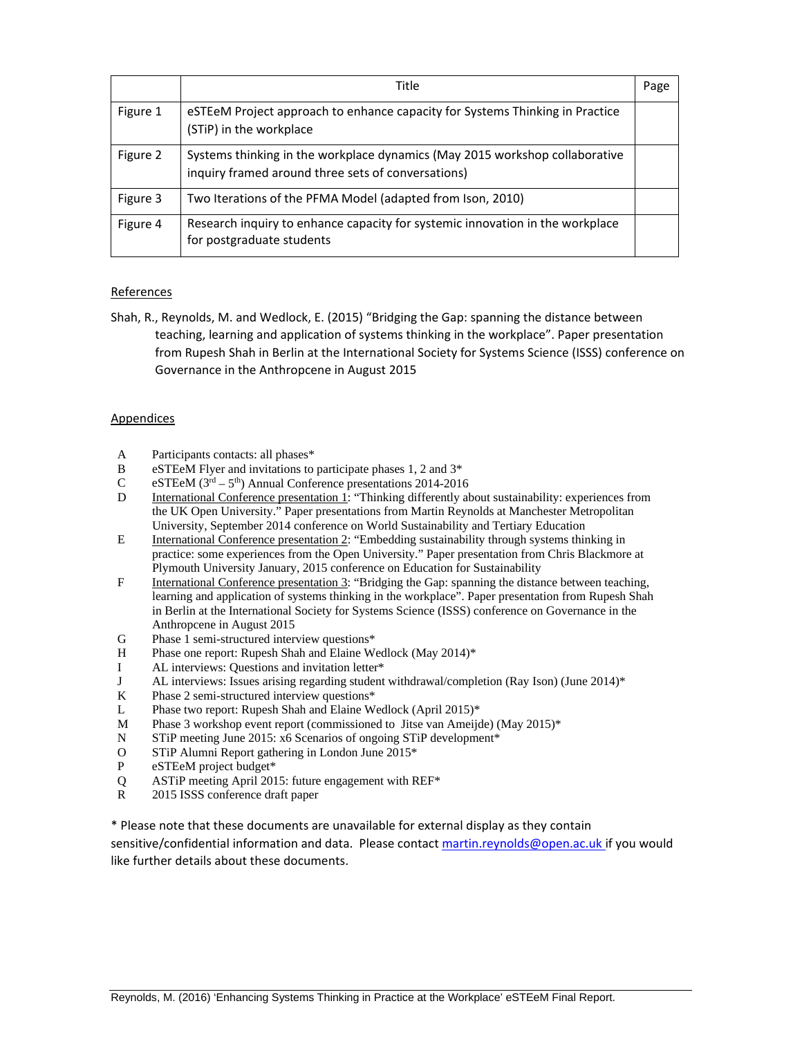| | Title | Page |
|---|---|---|
| Figure 1 | eSTEeM Project approach to enhance capacity for Systems Thinking in Practice (STiP) in the workplace | |
| Figure 2 | Systems thinking in the workplace dynamics (May 2015 workshop collaborative inquiry framed around three sets of conversations) | |
| Figure 3 | Two Iterations of the PFMA Model (adapted from Ison, 2010) | |
| Figure 4 | Research inquiry to enhance capacity for systemic innovation in the workplace for postgraduate students | |

References

Shah, R., Reynolds, M. and Wedlock, E. (2015) "Bridging the Gap: spanning the distance between teaching, learning and application of systems thinking in the workplace". Paper presentation from Rupesh Shah in Berlin at the International Society for Systems Science (ISSS) conference on Governance in the Anthropcene in August 2015

Appendices

- A Participants contacts: all phases*
- B eSTEeM Flyer and invitations to participate phases 1, 2 and 3*
- C eSTEeM (3rd – 5th) Annual Conference presentations 2014-2016
- D International Conference presentation 1: "Thinking differently about sustainability: experiences from the UK Open University." Paper presentations from Martin Reynolds at Manchester Metropolitan University, September 2014 conference on World Sustainability and Tertiary Education
- E International Conference presentation 2: "Embedding sustainability through systems thinking in practice: some experiences from the Open University." Paper presentation from Chris Blackmore at Plymouth University January, 2015 conference on Education for Sustainability
- F International Conference presentation 3: "Bridging the Gap: spanning the distance between teaching, learning and application of systems thinking in the workplace". Paper presentation from Rupesh Shah in Berlin at the International Society for Systems Science (ISSS) conference on Governance in the Anthropcene in August 2015
- G Phase 1 semi-structured interview questions*
- H Phase one report: Rupesh Shah and Elaine Wedlock (May 2014)*
- I AL interviews: Questions and invitation letter*
- J AL interviews: Issues arising regarding student withdrawal/completion (Ray Ison) (June 2014)*
- K Phase 2 semi-structured interview questions*
- L Phase two report: Rupesh Shah and Elaine Wedlock (April 2015)*
- M Phase 3 workshop event report (commissioned to Jitse van Ameijde) (May 2015)*
- N STiP meeting June 2015: x6 Scenarios of ongoing STiP development*
- O STiP Alumni Report gathering in London June 2015*
- P eSTEeM project budget*
- Q ASTiP meeting April 2015: future engagement with REF*
- R 2015 ISSS conference draft paper

* Please note that these documents are unavailable for external display as they contain sensitive/confidential information and data. Please contact martin.reynolds@open.ac.uk if you would like further details about these documents.